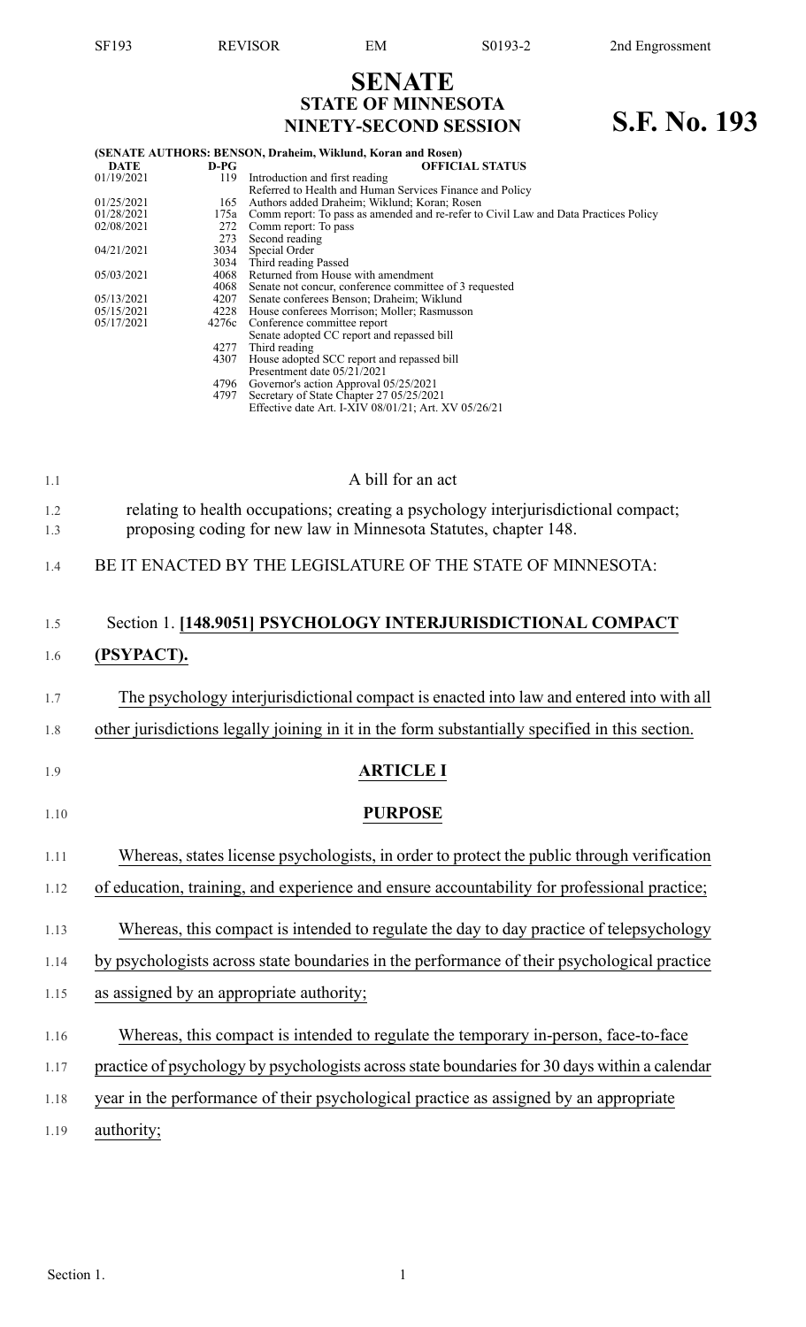# SENATE
## STATE OF MINNESOTA
## NINETY-SECOND SESSION

**S.F. No. 193**

**(SENATE AUTHORS: BENSON, Draheim, Wiklund, Koran and Rosen)**

| DATE | D-PG | OFFICIAL STATUS |
|---|---|---|
| 01/19/2021 | 119 | Introduction and first reading |
| | | Referred to Health and Human Services Finance and Policy |
| 01/25/2021 | 165 | Authors added Draheim; Wiklund; Koran; Rosen |
| 01/28/2021 | 175a | Comm report: To pass as amended and re-refer to Civil Law and Data Practices Policy |
| 02/08/2021 | 272 | Comm report: To pass |
| | 273 | Second reading |
| 04/21/2021 | 3034 | Special Order |
| | 3034 | Third reading Passed |
| 05/03/2021 | 4068 | Returned from House with amendment |
| | 4068 | Senate not concur, conference committee of 3 requested |
| 05/13/2021 | 4207 | Senate conferees Benson; Draheim; Wiklund |
| 05/15/2021 | 4228 | House conferees Morrison; Moller; Rasmusson |
| 05/17/2021 | 4276c | Conference committee report |
| | | Senate adopted CC report and repassed bill |
| | 4277 | Third reading |
| | 4307 | House adopted SCC report and repassed bill |
| | | Presentment date 05/21/2021 |
| | 4796 | Governor's action Approval 05/25/2021 |
| | 4797 | Secretary of State Chapter 27 05/25/2021 |
| | | Effective date Art. I-XIV 08/01/21; Art. XV 05/26/21 |

A bill for an act

relating to health occupations; creating a psychology interjurisdictional compact; proposing coding for new law in Minnesota Statutes, chapter 148.

BE IT ENACTED BY THE LEGISLATURE OF THE STATE OF MINNESOTA:

Section 1. **[148.9051] PSYCHOLOGY INTERJURISDICTIONAL COMPACT (PSYPACT).**

The psychology interjurisdictional compact is enacted into law and entered into with all other jurisdictions legally joining in it in the form substantially specified in this section.

## ARTICLE I

## PURPOSE

Whereas, states license psychologists, in order to protect the public through verification of education, training, and experience and ensure accountability for professional practice;

Whereas, this compact is intended to regulate the day to day practice of telepsychology by psychologists across state boundaries in the performance of their psychological practice as assigned by an appropriate authority;

Whereas, this compact is intended to regulate the temporary in-person, face-to-face practice of psychology by psychologists across state boundaries for 30 days within a calendar year in the performance of their psychological practice as assigned by an appropriate authority;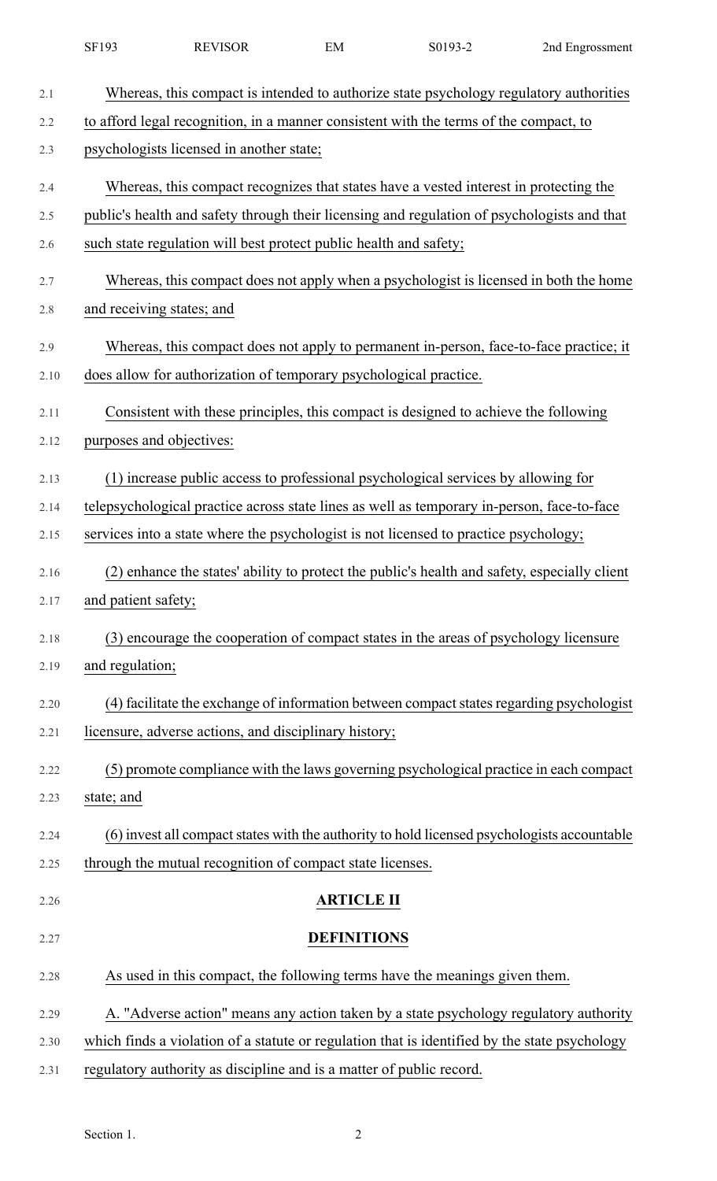Whereas, this compact is intended to authorize state psychology regulatory authorities to afford legal recognition, in a manner consistent with the terms of the compact, to psychologists licensed in another state;

Whereas, this compact recognizes that states have a vested interest in protecting the public's health and safety through their licensing and regulation of psychologists and that such state regulation will best protect public health and safety;

Whereas, this compact does not apply when a psychologist is licensed in both the home and receiving states; and

Whereas, this compact does not apply to permanent in-person, face-to-face practice; it does allow for authorization of temporary psychological practice.

Consistent with these principles, this compact is designed to achieve the following purposes and objectives:

(1) increase public access to professional psychological services by allowing for telepsychological practice across state lines as well as temporary in-person, face-to-face services into a state where the psychologist is not licensed to practice psychology;

(2) enhance the states' ability to protect the public's health and safety, especially client and patient safety;

(3) encourage the cooperation of compact states in the areas of psychology licensure and regulation;

(4) facilitate the exchange of information between compact states regarding psychologist licensure, adverse actions, and disciplinary history;

(5) promote compliance with the laws governing psychological practice in each compact state; and

(6) invest all compact states with the authority to hold licensed psychologists accountable through the mutual recognition of compact state licenses.

## ARTICLE II

## DEFINITIONS

As used in this compact, the following terms have the meanings given them.

A. "Adverse action" means any action taken by a state psychology regulatory authority which finds a violation of a statute or regulation that is identified by the state psychology regulatory authority as discipline and is a matter of public record.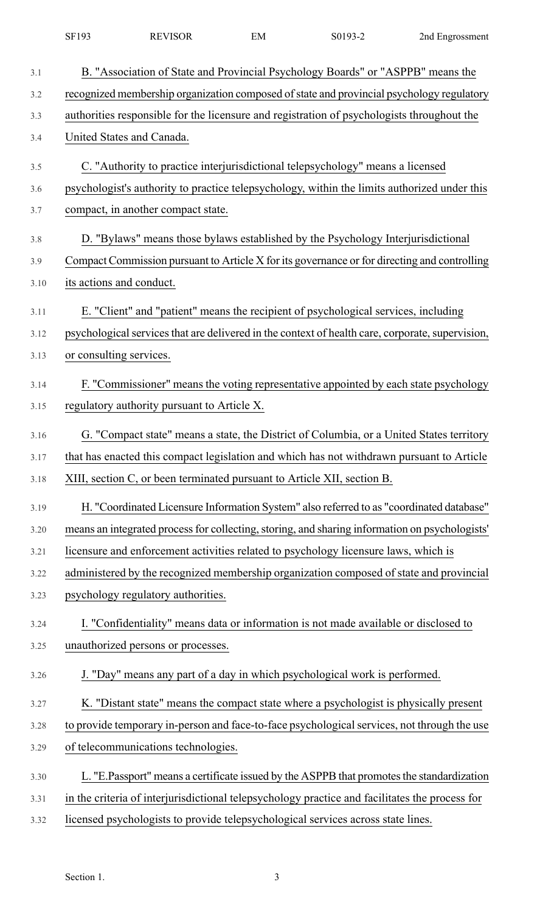B. "Association of State and Provincial Psychology Boards" or "ASPPB" means the recognized membership organization composed of state and provincial psychology regulatory authorities responsible for the licensure and registration of psychologists throughout the United States and Canada.

C. "Authority to practice interjurisdictional telepsychology" means a licensed psychologist's authority to practice telepsychology, within the limits authorized under this compact, in another compact state.

D. "Bylaws" means those bylaws established by the Psychology Interjurisdictional Compact Commission pursuant to Article X for its governance or for directing and controlling its actions and conduct.

E. "Client" and "patient" means the recipient of psychological services, including psychological services that are delivered in the context of health care, corporate, supervision, or consulting services.

F. "Commissioner" means the voting representative appointed by each state psychology regulatory authority pursuant to Article X.

G. "Compact state" means a state, the District of Columbia, or a United States territory that has enacted this compact legislation and which has not withdrawn pursuant to Article XIII, section C, or been terminated pursuant to Article XII, section B.

H. "Coordinated Licensure Information System" also referred to as "coordinated database" means an integrated process for collecting, storing, and sharing information on psychologists' licensure and enforcement activities related to psychology licensure laws, which is administered by the recognized membership organization composed of state and provincial psychology regulatory authorities.

I. "Confidentiality" means data or information is not made available or disclosed to unauthorized persons or processes.

J. "Day" means any part of a day in which psychological work is performed.

K. "Distant state" means the compact state where a psychologist is physically present to provide temporary in-person and face-to-face psychological services, not through the use of telecommunications technologies.

L. "E.Passport" means a certificate issued by the ASPPB that promotes the standardization in the criteria of interjurisdictional telepsychology practice and facilitates the process for licensed psychologists to provide telepsychological services across state lines.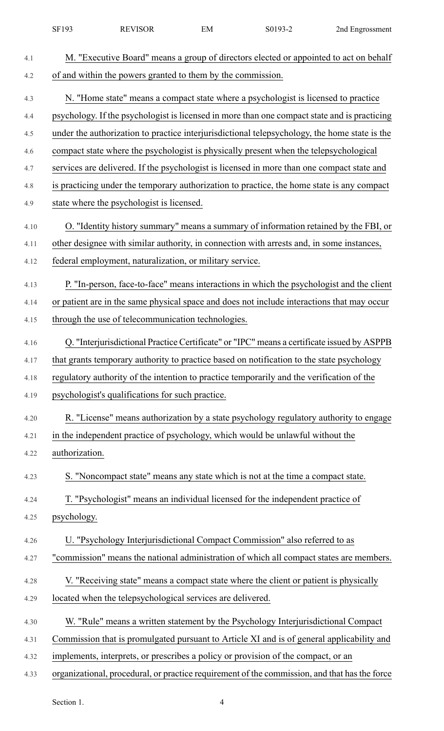M. "Executive Board" means a group of directors elected or appointed to act on behalf of and within the powers granted to them by the commission.

N. "Home state" means a compact state where a psychologist is licensed to practice psychology. If the psychologist is licensed in more than one compact state and is practicing under the authorization to practice interjurisdictional telepsychology, the home state is the compact state where the psychologist is physically present when the telepsychological services are delivered. If the psychologist is licensed in more than one compact state and is practicing under the temporary authorization to practice, the home state is any compact state where the psychologist is licensed.

O. "Identity history summary" means a summary of information retained by the FBI, or other designee with similar authority, in connection with arrests and, in some instances, federal employment, naturalization, or military service.

P. "In-person, face-to-face" means interactions in which the psychologist and the client or patient are in the same physical space and does not include interactions that may occur through the use of telecommunication technologies.

Q. "Interjurisdictional Practice Certificate" or "IPC" means a certificate issued by ASPPB that grants temporary authority to practice based on notification to the state psychology regulatory authority of the intention to practice temporarily and the verification of the psychologist's qualifications for such practice.

R. "License" means authorization by a state psychology regulatory authority to engage in the independent practice of psychology, which would be unlawful without the authorization.

S. "Noncompact state" means any state which is not at the time a compact state.

T. "Psychologist" means an individual licensed for the independent practice of psychology.

U. "Psychology Interjurisdictional Compact Commission" also referred to as "commission" means the national administration of which all compact states are members.

V. "Receiving state" means a compact state where the client or patient is physically located when the telepsychological services are delivered.

W. "Rule" means a written statement by the Psychology Interjurisdictional Compact Commission that is promulgated pursuant to Article XI and is of general applicability and implements, interprets, or prescribes a policy or provision of the compact, or an organizational, procedural, or practice requirement of the commission, and that has the force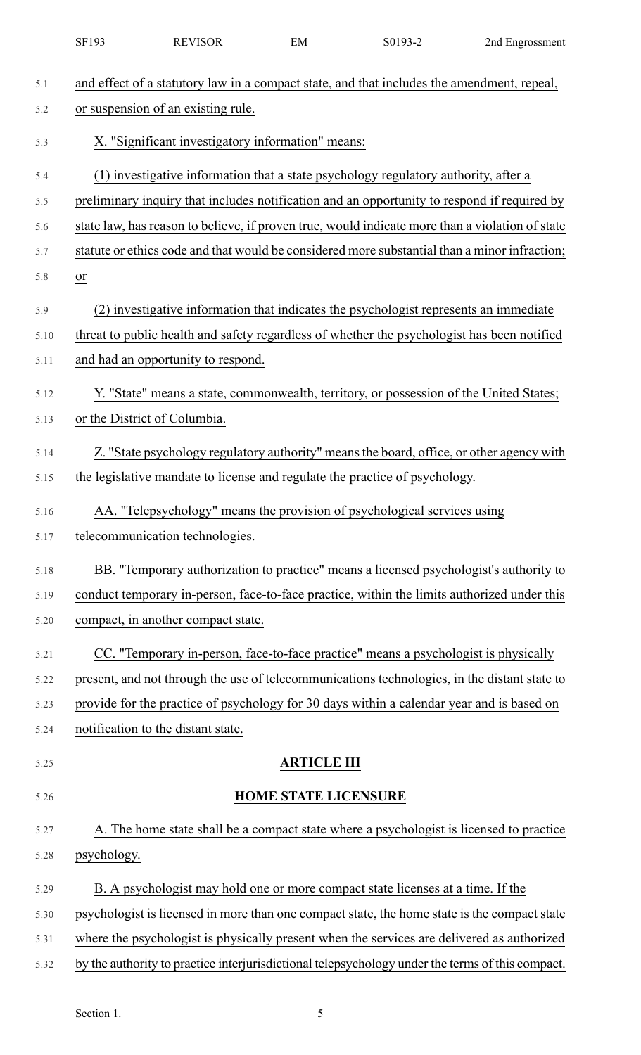and effect of a statutory law in a compact state, and that includes the amendment, repeal, or suspension of an existing rule.

X. "Significant investigatory information" means:

(1) investigative information that a state psychology regulatory authority, after a preliminary inquiry that includes notification and an opportunity to respond if required by state law, has reason to believe, if proven true, would indicate more than a violation of state statute or ethics code and that would be considered more substantial than a minor infraction; or

(2) investigative information that indicates the psychologist represents an immediate threat to public health and safety regardless of whether the psychologist has been notified and had an opportunity to respond.

Y. "State" means a state, commonwealth, territory, or possession of the United States; or the District of Columbia.

Z. "State psychology regulatory authority" means the board, office, or other agency with the legislative mandate to license and regulate the practice of psychology.

AA. "Telepsychology" means the provision of psychological services using telecommunication technologies.

BB. "Temporary authorization to practice" means a licensed psychologist's authority to conduct temporary in-person, face-to-face practice, within the limits authorized under this compact, in another compact state.

CC. "Temporary in-person, face-to-face practice" means a psychologist is physically present, and not through the use of telecommunications technologies, in the distant state to provide for the practice of psychology for 30 days within a calendar year and is based on notification to the distant state.

## ARTICLE III

## HOME STATE LICENSURE

A. The home state shall be a compact state where a psychologist is licensed to practice psychology.

B. A psychologist may hold one or more compact state licenses at a time. If the psychologist is licensed in more than one compact state, the home state is the compact state where the psychologist is physically present when the services are delivered as authorized by the authority to practice interjurisdictional telepsychology under the terms of this compact.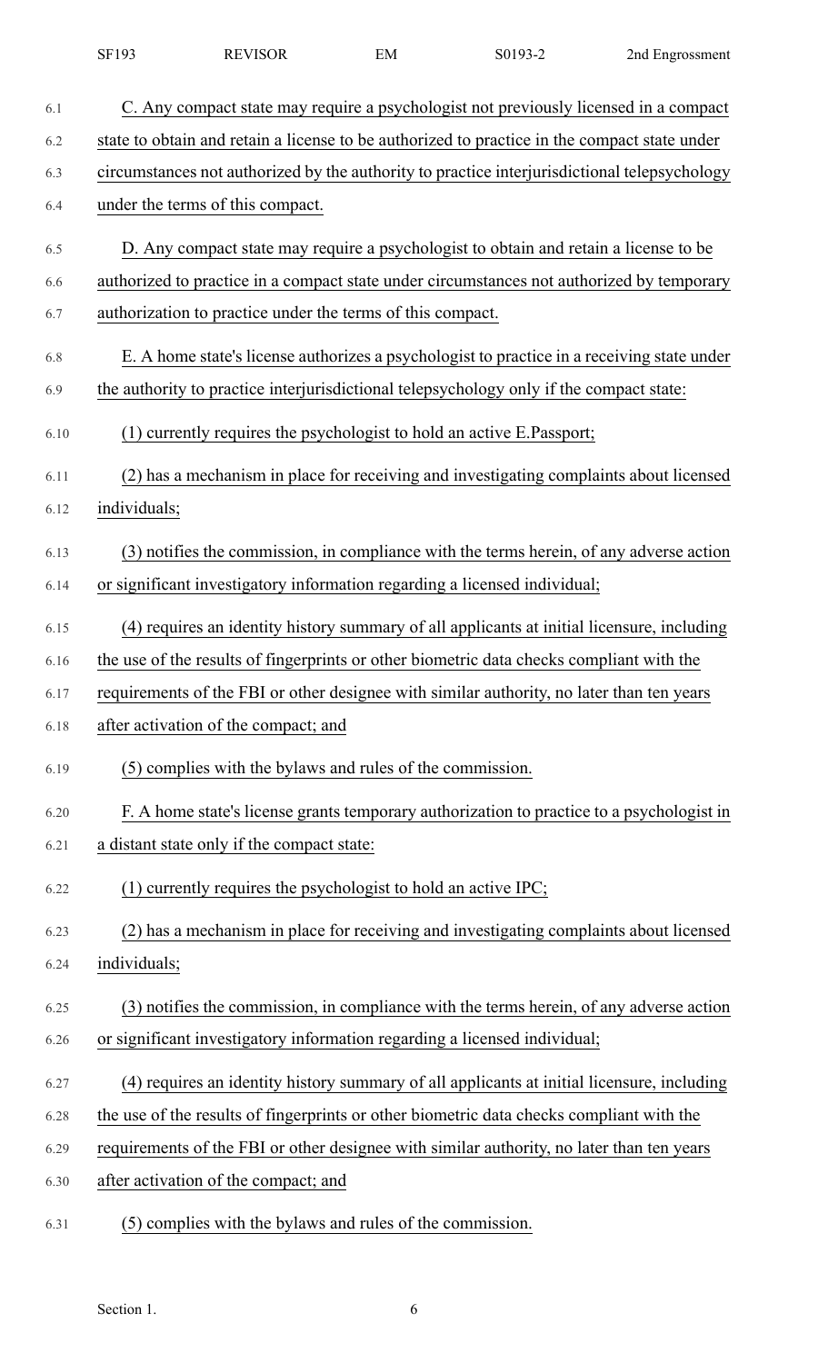C. Any compact state may require a psychologist not previously licensed in a compact state to obtain and retain a license to be authorized to practice in the compact state under circumstances not authorized by the authority to practice interjurisdictional telepsychology under the terms of this compact.

D. Any compact state may require a psychologist to obtain and retain a license to be authorized to practice in a compact state under circumstances not authorized by temporary authorization to practice under the terms of this compact.

E. A home state's license authorizes a psychologist to practice in a receiving state under the authority to practice interjurisdictional telepsychology only if the compact state:

(1) currently requires the psychologist to hold an active E.Passport;

(2) has a mechanism in place for receiving and investigating complaints about licensed individuals;

(3) notifies the commission, in compliance with the terms herein, of any adverse action or significant investigatory information regarding a licensed individual;

(4) requires an identity history summary of all applicants at initial licensure, including the use of the results of fingerprints or other biometric data checks compliant with the requirements of the FBI or other designee with similar authority, no later than ten years after activation of the compact; and

(5) complies with the bylaws and rules of the commission.

F. A home state's license grants temporary authorization to practice to a psychologist in a distant state only if the compact state:

(1) currently requires the psychologist to hold an active IPC;

(2) has a mechanism in place for receiving and investigating complaints about licensed individuals;

(3) notifies the commission, in compliance with the terms herein, of any adverse action or significant investigatory information regarding a licensed individual;

(4) requires an identity history summary of all applicants at initial licensure, including the use of the results of fingerprints or other biometric data checks compliant with the requirements of the FBI or other designee with similar authority, no later than ten years after activation of the compact; and

(5) complies with the bylaws and rules of the commission.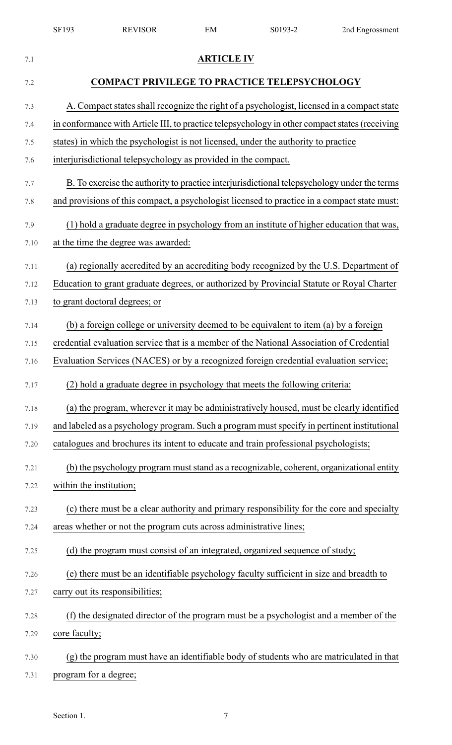## ARTICLE IV

## COMPACT PRIVILEGE TO PRACTICE TELEPSYCHOLOGY

A. Compact states shall recognize the right of a psychologist, licensed in a compact state in conformance with Article III, to practice telepsychology in other compact states (receiving states) in which the psychologist is not licensed, under the authority to practice interjurisdictional telepsychology as provided in the compact.

B. To exercise the authority to practice interjurisdictional telepsychology under the terms and provisions of this compact, a psychologist licensed to practice in a compact state must:

(1) hold a graduate degree in psychology from an institute of higher education that was, at the time the degree was awarded:

(a) regionally accredited by an accrediting body recognized by the U.S. Department of Education to grant graduate degrees, or authorized by Provincial Statute or Royal Charter to grant doctoral degrees; or

(b) a foreign college or university deemed to be equivalent to item (a) by a foreign credential evaluation service that is a member of the National Association of Credential Evaluation Services (NACES) or by a recognized foreign credential evaluation service;

(2) hold a graduate degree in psychology that meets the following criteria:

(a) the program, wherever it may be administratively housed, must be clearly identified and labeled as a psychology program. Such a program must specify in pertinent institutional catalogues and brochures its intent to educate and train professional psychologists;

(b) the psychology program must stand as a recognizable, coherent, organizational entity within the institution;

(c) there must be a clear authority and primary responsibility for the core and specialty areas whether or not the program cuts across administrative lines;

(d) the program must consist of an integrated, organized sequence of study;

(e) there must be an identifiable psychology faculty sufficient in size and breadth to carry out its responsibilities;

(f) the designated director of the program must be a psychologist and a member of the core faculty;

(g) the program must have an identifiable body of students who are matriculated in that program for a degree;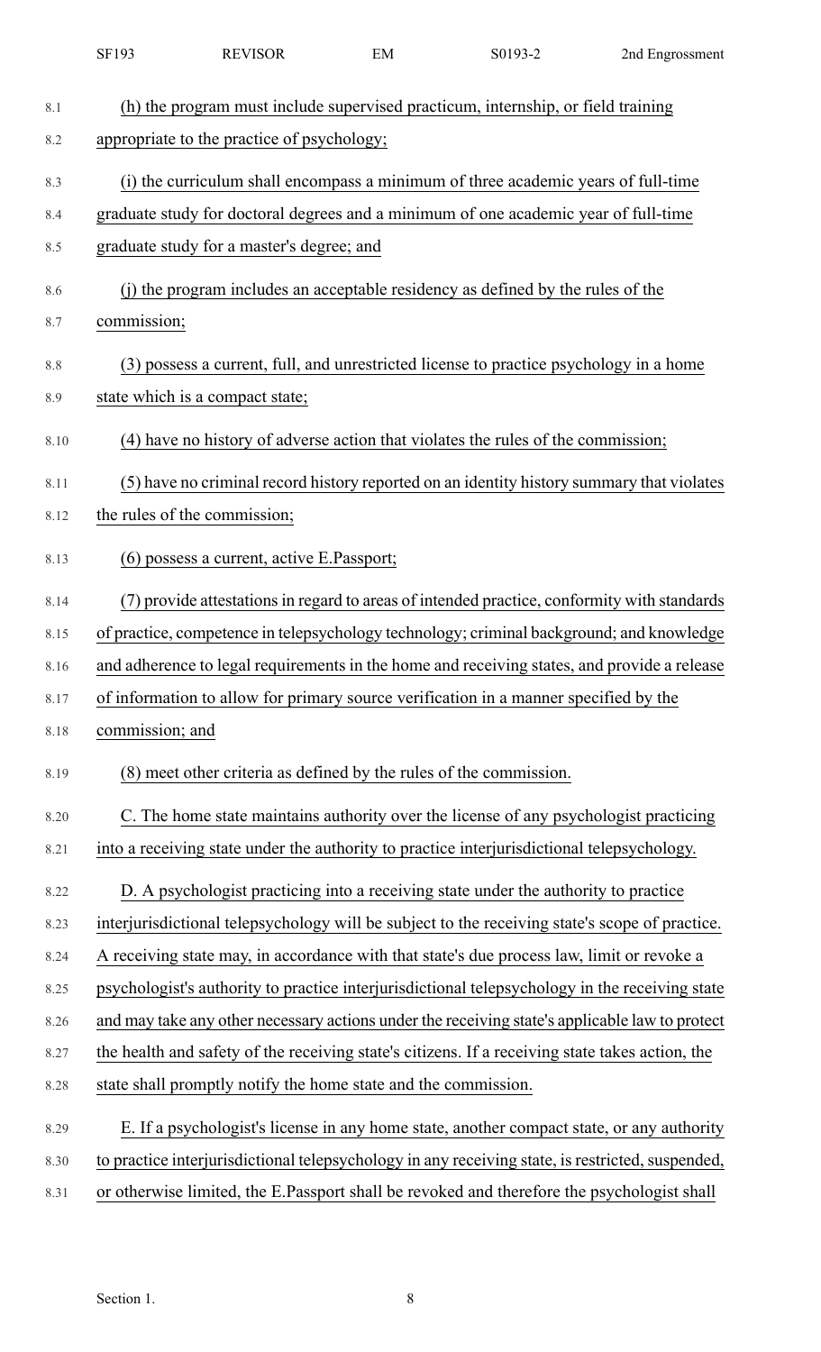(h) the program must include supervised practicum, internship, or field training appropriate to the practice of psychology;

(i) the curriculum shall encompass a minimum of three academic years of full-time graduate study for doctoral degrees and a minimum of one academic year of full-time graduate study for a master's degree; and

(j) the program includes an acceptable residency as defined by the rules of the commission;

(3) possess a current, full, and unrestricted license to practice psychology in a home state which is a compact state;

(4) have no history of adverse action that violates the rules of the commission;

(5) have no criminal record history reported on an identity history summary that violates the rules of the commission;

(6) possess a current, active E.Passport;

(7) provide attestations in regard to areas of intended practice, conformity with standards of practice, competence in telepsychology technology; criminal background; and knowledge and adherence to legal requirements in the home and receiving states, and provide a release of information to allow for primary source verification in a manner specified by the commission; and

(8) meet other criteria as defined by the rules of the commission.

C. The home state maintains authority over the license of any psychologist practicing into a receiving state under the authority to practice interjurisdictional telepsychology.

D. A psychologist practicing into a receiving state under the authority to practice interjurisdictional telepsychology will be subject to the receiving state's scope of practice. A receiving state may, in accordance with that state's due process law, limit or revoke a psychologist's authority to practice interjurisdictional telepsychology in the receiving state and may take any other necessary actions under the receiving state's applicable law to protect the health and safety of the receiving state's citizens. If a receiving state takes action, the state shall promptly notify the home state and the commission.

E. If a psychologist's license in any home state, another compact state, or any authority to practice interjurisdictional telepsychology in any receiving state, is restricted, suspended, or otherwise limited, the E.Passport shall be revoked and therefore the psychologist shall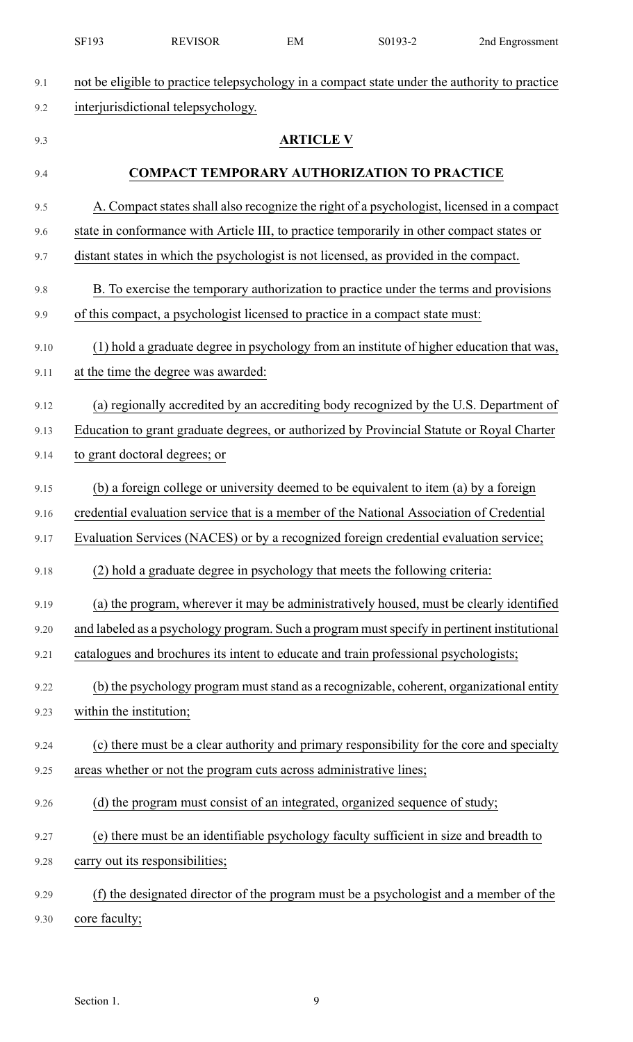not be eligible to practice telepsychology in a compact state under the authority to practice interjurisdictional telepsychology.

### ARTICLE V

### COMPACT TEMPORARY AUTHORIZATION TO PRACTICE

A. Compact states shall also recognize the right of a psychologist, licensed in a compact state in conformance with Article III, to practice temporarily in other compact states or distant states in which the psychologist is not licensed, as provided in the compact.

B. To exercise the temporary authorization to practice under the terms and provisions of this compact, a psychologist licensed to practice in a compact state must:

(1) hold a graduate degree in psychology from an institute of higher education that was, at the time the degree was awarded:

(a) regionally accredited by an accrediting body recognized by the U.S. Department of Education to grant graduate degrees, or authorized by Provincial Statute or Royal Charter to grant doctoral degrees; or

(b) a foreign college or university deemed to be equivalent to item (a) by a foreign credential evaluation service that is a member of the National Association of Credential Evaluation Services (NACES) or by a recognized foreign credential evaluation service;

(2) hold a graduate degree in psychology that meets the following criteria:

(a) the program, wherever it may be administratively housed, must be clearly identified and labeled as a psychology program. Such a program must specify in pertinent institutional catalogues and brochures its intent to educate and train professional psychologists;

(b) the psychology program must stand as a recognizable, coherent, organizational entity within the institution;

(c) there must be a clear authority and primary responsibility for the core and specialty areas whether or not the program cuts across administrative lines;

(d) the program must consist of an integrated, organized sequence of study;

(e) there must be an identifiable psychology faculty sufficient in size and breadth to carry out its responsibilities;

(f) the designated director of the program must be a psychologist and a member of the core faculty;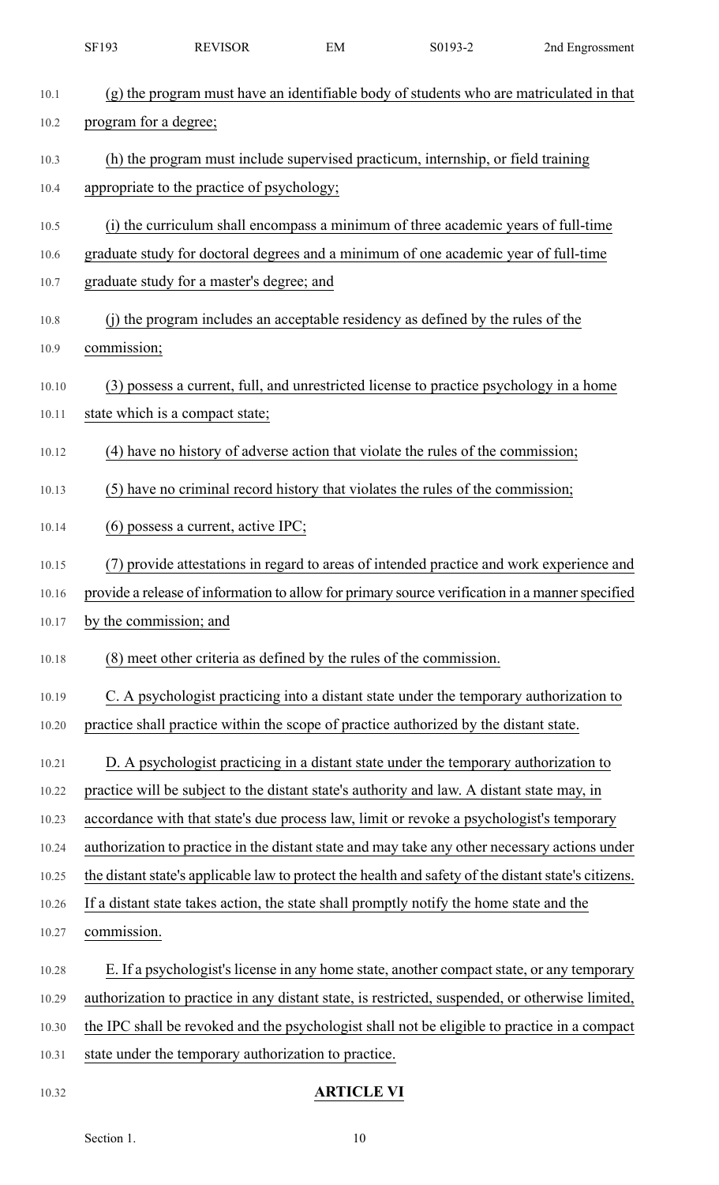(g) the program must have an identifiable body of students who are matriculated in that program for a degree;

(h) the program must include supervised practicum, internship, or field training appropriate to the practice of psychology;

(i) the curriculum shall encompass a minimum of three academic years of full-time graduate study for doctoral degrees and a minimum of one academic year of full-time graduate study for a master's degree; and

(j) the program includes an acceptable residency as defined by the rules of the commission;

(3) possess a current, full, and unrestricted license to practice psychology in a home state which is a compact state;

(4) have no history of adverse action that violate the rules of the commission;

(5) have no criminal record history that violates the rules of the commission;

(6) possess a current, active IPC;

(7) provide attestations in regard to areas of intended practice and work experience and provide a release of information to allow for primary source verification in a manner specified by the commission; and

(8) meet other criteria as defined by the rules of the commission.

C. A psychologist practicing into a distant state under the temporary authorization to practice shall practice within the scope of practice authorized by the distant state.

D. A psychologist practicing in a distant state under the temporary authorization to practice will be subject to the distant state's authority and law. A distant state may, in accordance with that state's due process law, limit or revoke a psychologist's temporary authorization to practice in the distant state and may take any other necessary actions under the distant state's applicable law to protect the health and safety of the distant state's citizens. If a distant state takes action, the state shall promptly notify the home state and the commission.

E. If a psychologist's license in any home state, another compact state, or any temporary authorization to practice in any distant state, is restricted, suspended, or otherwise limited, the IPC shall be revoked and the psychologist shall not be eligible to practice in a compact state under the temporary authorization to practice.

## ARTICLE VI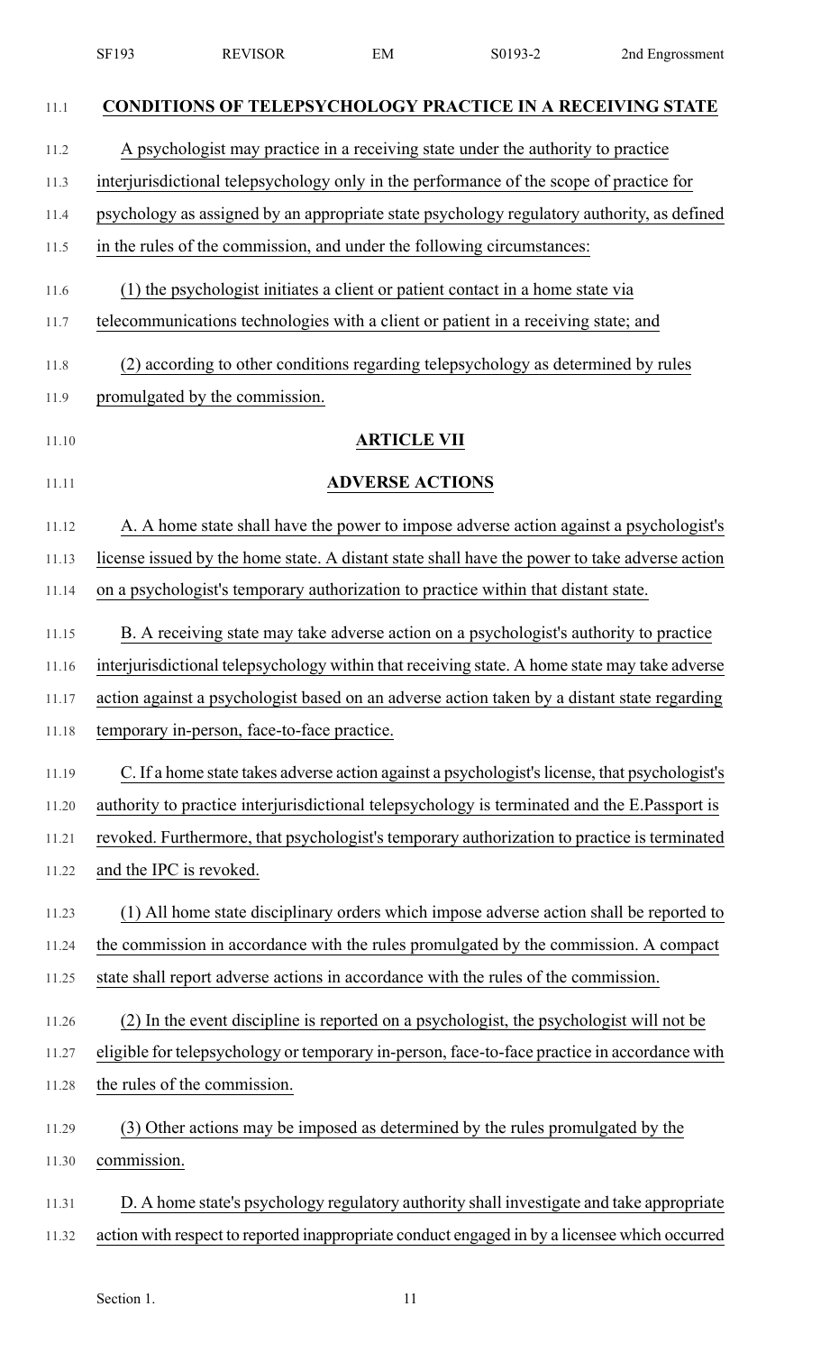**CONDITIONS OF TELEPSYCHOLOGY PRACTICE IN A RECEIVING STATE**

A psychologist may practice in a receiving state under the authority to practice interjurisdictional telepsychology only in the performance of the scope of practice for psychology as assigned by an appropriate state psychology regulatory authority, as defined in the rules of the commission, and under the following circumstances:

(1) the psychologist initiates a client or patient contact in a home state via telecommunications technologies with a client or patient in a receiving state; and

(2) according to other conditions regarding telepsychology as determined by rules promulgated by the commission.

## ARTICLE VII

## ADVERSE ACTIONS

A. A home state shall have the power to impose adverse action against a psychologist's license issued by the home state. A distant state shall have the power to take adverse action on a psychologist's temporary authorization to practice within that distant state.

B. A receiving state may take adverse action on a psychologist's authority to practice interjurisdictional telepsychology within that receiving state. A home state may take adverse action against a psychologist based on an adverse action taken by a distant state regarding temporary in-person, face-to-face practice.

C. If a home state takes adverse action against a psychologist's license, that psychologist's authority to practice interjurisdictional telepsychology is terminated and the E.Passport is revoked. Furthermore, that psychologist's temporary authorization to practice is terminated and the IPC is revoked.

(1) All home state disciplinary orders which impose adverse action shall be reported to the commission in accordance with the rules promulgated by the commission. A compact state shall report adverse actions in accordance with the rules of the commission.

(2) In the event discipline is reported on a psychologist, the psychologist will not be eligible for telepsychology or temporary in-person, face-to-face practice in accordance with the rules of the commission.

(3) Other actions may be imposed as determined by the rules promulgated by the commission.

D. A home state's psychology regulatory authority shall investigate and take appropriate action with respect to reported inappropriate conduct engaged in by a licensee which occurred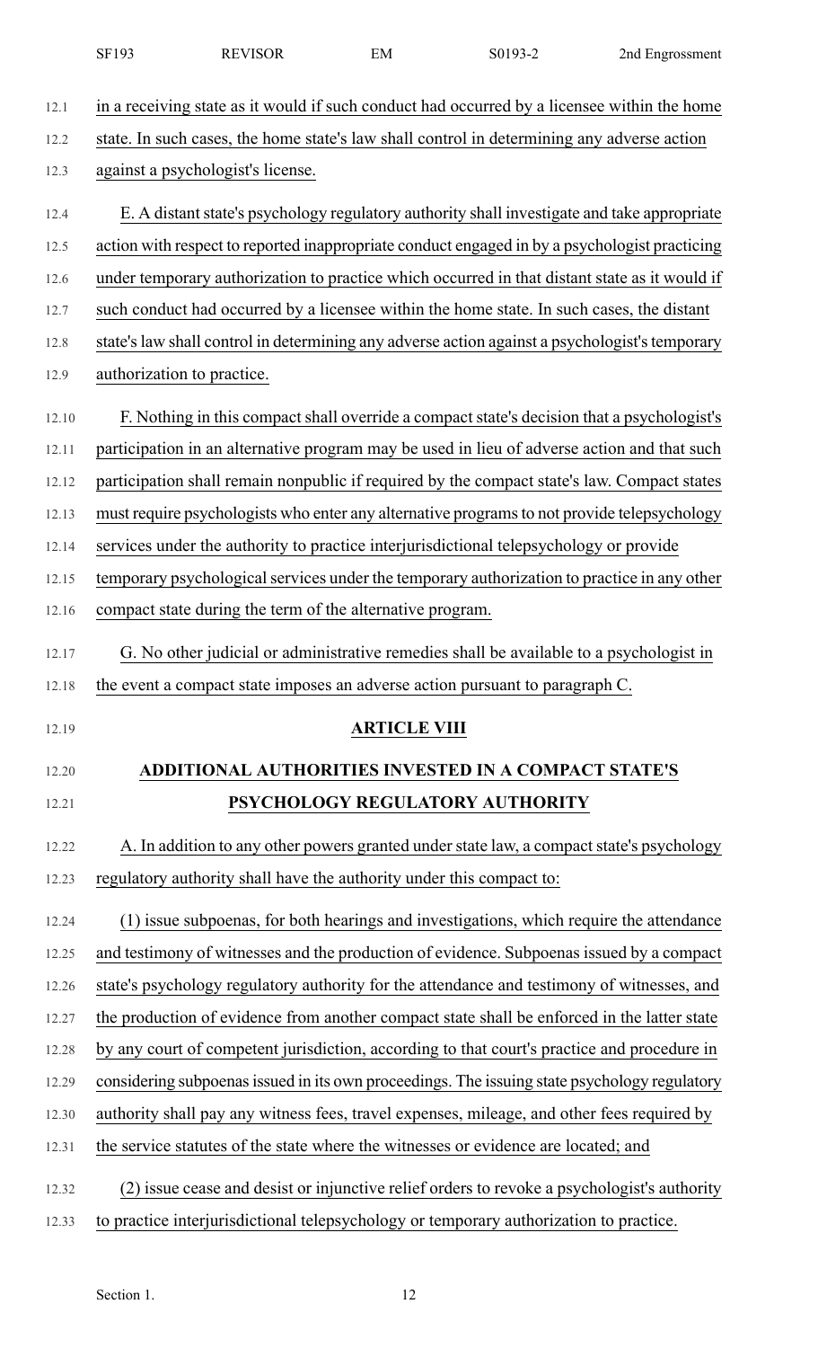in a receiving state as it would if such conduct had occurred by a licensee within the home state. In such cases, the home state's law shall control in determining any adverse action against a psychologist's license.

E. A distant state's psychology regulatory authority shall investigate and take appropriate action with respect to reported inappropriate conduct engaged in by a psychologist practicing under temporary authorization to practice which occurred in that distant state as it would if such conduct had occurred by a licensee within the home state. In such cases, the distant state's law shall control in determining any adverse action against a psychologist's temporary authorization to practice.

F. Nothing in this compact shall override a compact state's decision that a psychologist's participation in an alternative program may be used in lieu of adverse action and that such participation shall remain nonpublic if required by the compact state's law. Compact states must require psychologists who enter any alternative programs to not provide telepsychology services under the authority to practice interjurisdictional telepsychology or provide temporary psychological services under the temporary authorization to practice in any other compact state during the term of the alternative program.

G. No other judicial or administrative remedies shall be available to a psychologist in the event a compact state imposes an adverse action pursuant to paragraph C.

## ARTICLE VIII

## ADDITIONAL AUTHORITIES INVESTED IN A COMPACT STATE'S PSYCHOLOGY REGULATORY AUTHORITY

A. In addition to any other powers granted under state law, a compact state's psychology regulatory authority shall have the authority under this compact to:

(1) issue subpoenas, for both hearings and investigations, which require the attendance and testimony of witnesses and the production of evidence. Subpoenas issued by a compact state's psychology regulatory authority for the attendance and testimony of witnesses, and the production of evidence from another compact state shall be enforced in the latter state by any court of competent jurisdiction, according to that court's practice and procedure in considering subpoenas issued in its own proceedings. The issuing state psychology regulatory authority shall pay any witness fees, travel expenses, mileage, and other fees required by the service statutes of the state where the witnesses or evidence are located; and

(2) issue cease and desist or injunctive relief orders to revoke a psychologist's authority to practice interjurisdictional telepsychology or temporary authorization to practice.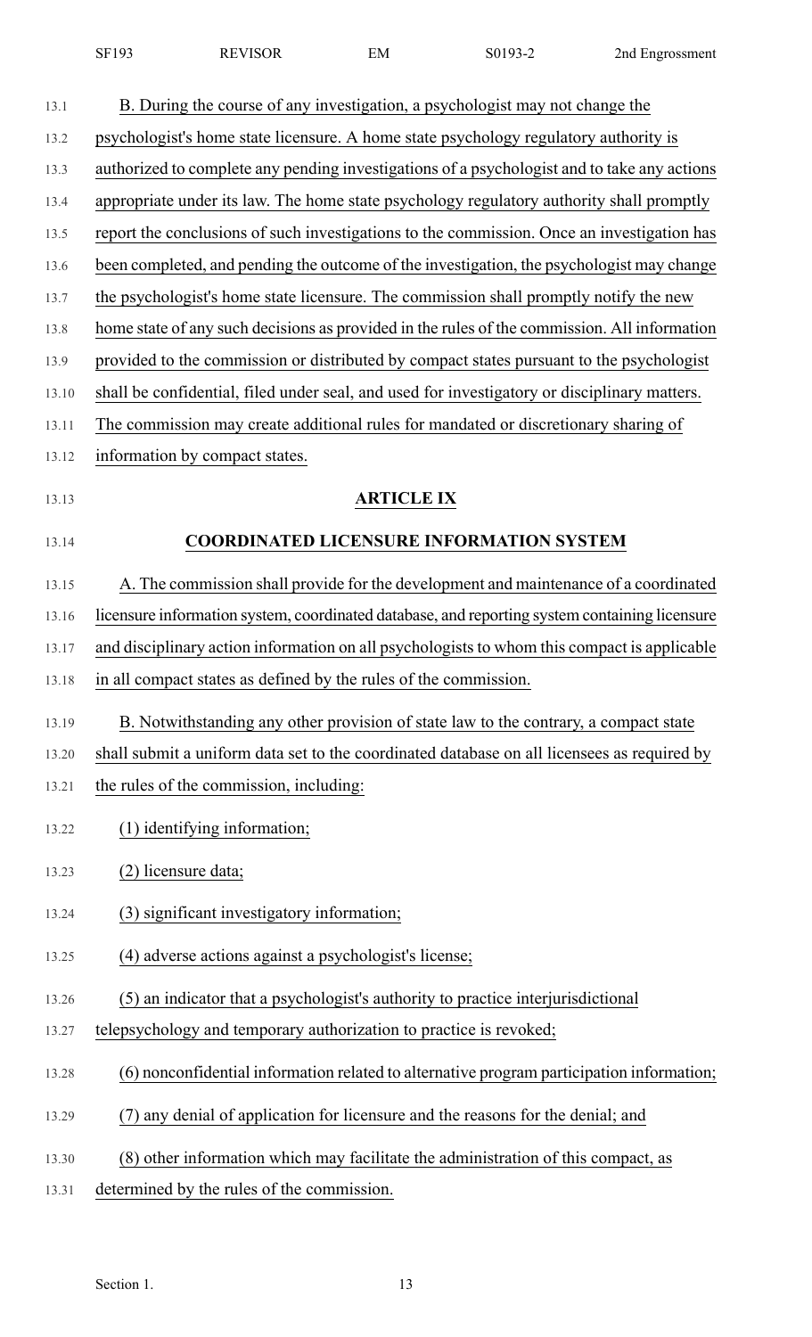B. During the course of any investigation, a psychologist may not change the psychologist's home state licensure. A home state psychology regulatory authority is authorized to complete any pending investigations of a psychologist and to take any actions appropriate under its law. The home state psychology regulatory authority shall promptly report the conclusions of such investigations to the commission. Once an investigation has been completed, and pending the outcome of the investigation, the psychologist may change the psychologist's home state licensure. The commission shall promptly notify the new home state of any such decisions as provided in the rules of the commission. All information provided to the commission or distributed by compact states pursuant to the psychologist shall be confidential, filed under seal, and used for investigatory or disciplinary matters. The commission may create additional rules for mandated or discretionary sharing of information by compact states.

## ARTICLE IX

## COORDINATED LICENSURE INFORMATION SYSTEM

A. The commission shall provide for the development and maintenance of a coordinated licensure information system, coordinated database, and reporting system containing licensure and disciplinary action information on all psychologists to whom this compact is applicable in all compact states as defined by the rules of the commission.

B. Notwithstanding any other provision of state law to the contrary, a compact state shall submit a uniform data set to the coordinated database on all licensees as required by the rules of the commission, including:

(1) identifying information;

(2) licensure data;

(3) significant investigatory information;

(4) adverse actions against a psychologist's license;

(5) an indicator that a psychologist's authority to practice interjurisdictional telepsychology and temporary authorization to practice is revoked;

(6) nonconfidential information related to alternative program participation information;

(7) any denial of application for licensure and the reasons for the denial; and

(8) other information which may facilitate the administration of this compact, as determined by the rules of the commission.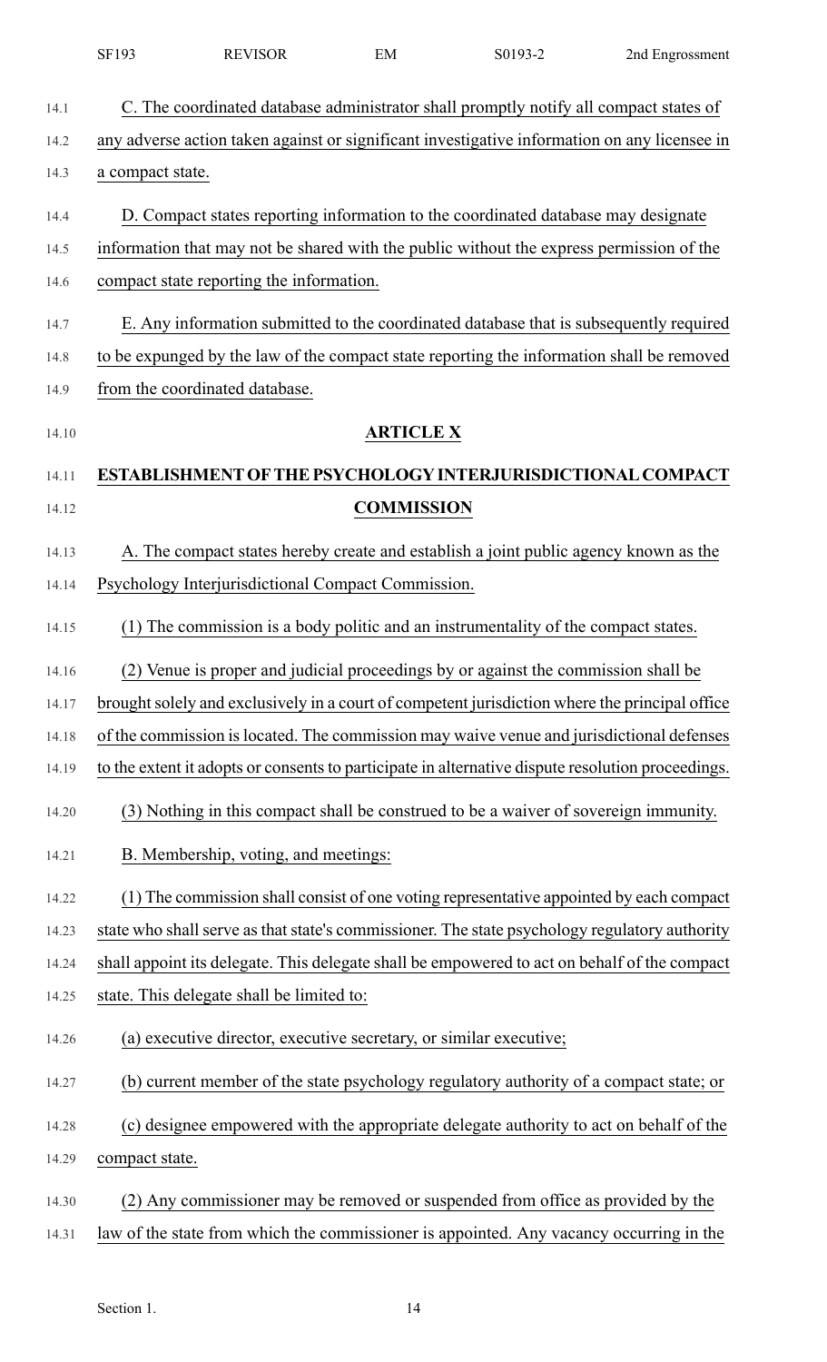C. The coordinated database administrator shall promptly notify all compact states of any adverse action taken against or significant investigative information on any licensee in a compact state.

D. Compact states reporting information to the coordinated database may designate information that may not be shared with the public without the express permission of the compact state reporting the information.

E. Any information submitted to the coordinated database that is subsequently required to be expunged by the law of the compact state reporting the information shall be removed from the coordinated database.

## ARTICLE X

## ESTABLISHMENT OF THE PSYCHOLOGY INTERJURISDICTIONAL COMPACT COMMISSION

A. The compact states hereby create and establish a joint public agency known as the Psychology Interjurisdictional Compact Commission.

(1) The commission is a body politic and an instrumentality of the compact states.

(2) Venue is proper and judicial proceedings by or against the commission shall be brought solely and exclusively in a court of competent jurisdiction where the principal office of the commission is located. The commission may waive venue and jurisdictional defenses to the extent it adopts or consents to participate in alternative dispute resolution proceedings.

(3) Nothing in this compact shall be construed to be a waiver of sovereign immunity.

B. Membership, voting, and meetings:

(1) The commission shall consist of one voting representative appointed by each compact state who shall serve as that state's commissioner. The state psychology regulatory authority shall appoint its delegate. This delegate shall be empowered to act on behalf of the compact state. This delegate shall be limited to:

(a) executive director, executive secretary, or similar executive;

(b) current member of the state psychology regulatory authority of a compact state; or

(c) designee empowered with the appropriate delegate authority to act on behalf of the compact state.

(2) Any commissioner may be removed or suspended from office as provided by the law of the state from which the commissioner is appointed. Any vacancy occurring in the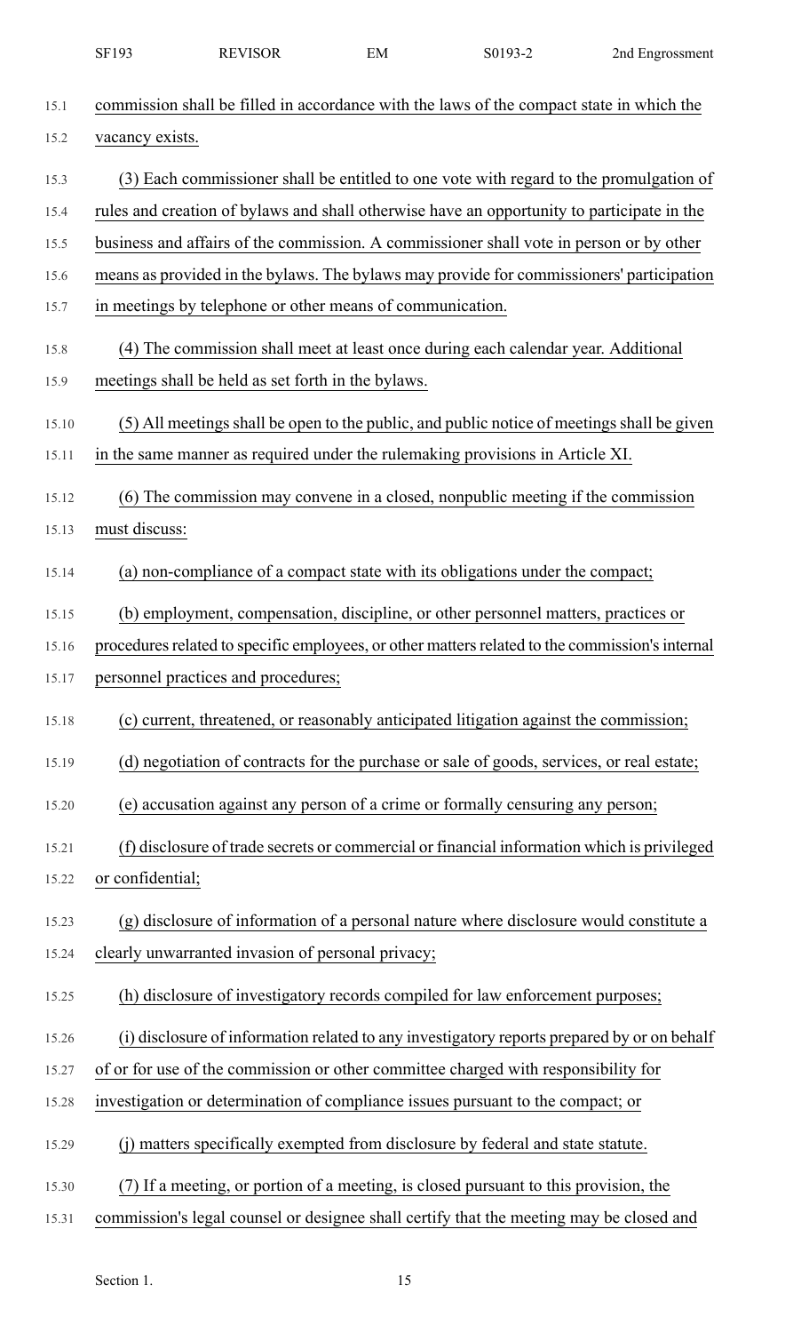commission shall be filled in accordance with the laws of the compact state in which the vacancy exists.

(3) Each commissioner shall be entitled to one vote with regard to the promulgation of rules and creation of bylaws and shall otherwise have an opportunity to participate in the business and affairs of the commission. A commissioner shall vote in person or by other means as provided in the bylaws. The bylaws may provide for commissioners' participation in meetings by telephone or other means of communication.

(4) The commission shall meet at least once during each calendar year. Additional meetings shall be held as set forth in the bylaws.

(5) All meetings shall be open to the public, and public notice of meetings shall be given in the same manner as required under the rulemaking provisions in Article XI.

(6) The commission may convene in a closed, nonpublic meeting if the commission must discuss:

(a) non-compliance of a compact state with its obligations under the compact;

(b) employment, compensation, discipline, or other personnel matters, practices or procedures related to specific employees, or other matters related to the commission's internal personnel practices and procedures;

(c) current, threatened, or reasonably anticipated litigation against the commission;

(d) negotiation of contracts for the purchase or sale of goods, services, or real estate;

(e) accusation against any person of a crime or formally censuring any person;

(f) disclosure of trade secrets or commercial or financial information which is privileged or confidential;

(g) disclosure of information of a personal nature where disclosure would constitute a clearly unwarranted invasion of personal privacy;

(h) disclosure of investigatory records compiled for law enforcement purposes;

(i) disclosure of information related to any investigatory reports prepared by or on behalf of or for use of the commission or other committee charged with responsibility for investigation or determination of compliance issues pursuant to the compact; or

(j) matters specifically exempted from disclosure by federal and state statute.

(7) If a meeting, or portion of a meeting, is closed pursuant to this provision, the commission's legal counsel or designee shall certify that the meeting may be closed and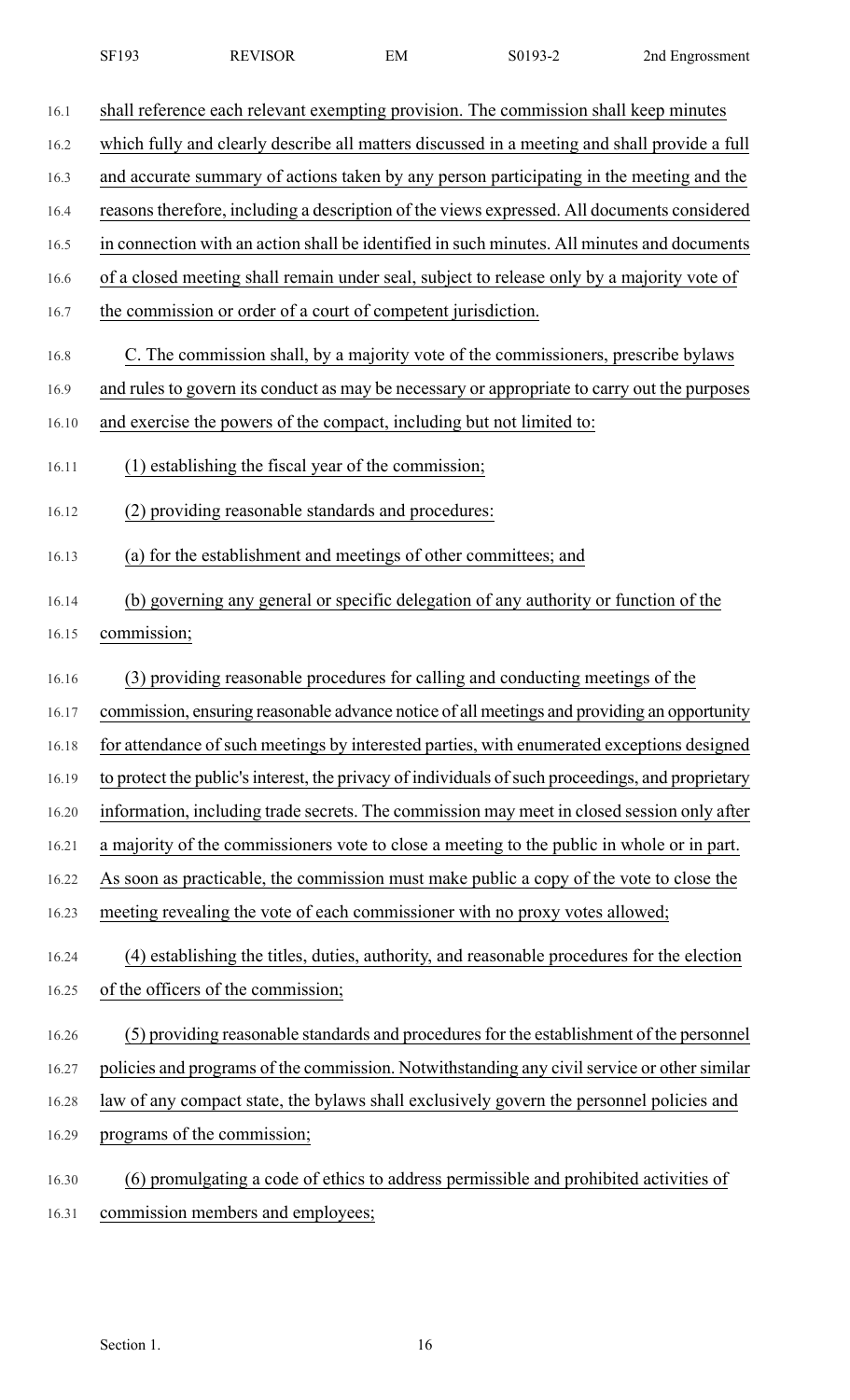shall reference each relevant exempting provision. The commission shall keep minutes which fully and clearly describe all matters discussed in a meeting and shall provide a full and accurate summary of actions taken by any person participating in the meeting and the reasons therefore, including a description of the views expressed. All documents considered in connection with an action shall be identified in such minutes. All minutes and documents of a closed meeting shall remain under seal, subject to release only by a majority vote of the commission or order of a court of competent jurisdiction.

C. The commission shall, by a majority vote of the commissioners, prescribe bylaws and rules to govern its conduct as may be necessary or appropriate to carry out the purposes and exercise the powers of the compact, including but not limited to:

(1) establishing the fiscal year of the commission;

(2) providing reasonable standards and procedures:

(a) for the establishment and meetings of other committees; and

(b) governing any general or specific delegation of any authority or function of the commission;

(3) providing reasonable procedures for calling and conducting meetings of the commission, ensuring reasonable advance notice of all meetings and providing an opportunity for attendance of such meetings by interested parties, with enumerated exceptions designed to protect the public's interest, the privacy of individuals of such proceedings, and proprietary information, including trade secrets. The commission may meet in closed session only after a majority of the commissioners vote to close a meeting to the public in whole or in part. As soon as practicable, the commission must make public a copy of the vote to close the meeting revealing the vote of each commissioner with no proxy votes allowed;

(4) establishing the titles, duties, authority, and reasonable procedures for the election of the officers of the commission;

(5) providing reasonable standards and procedures for the establishment of the personnel policies and programs of the commission. Notwithstanding any civil service or other similar law of any compact state, the bylaws shall exclusively govern the personnel policies and programs of the commission;

(6) promulgating a code of ethics to address permissible and prohibited activities of commission members and employees;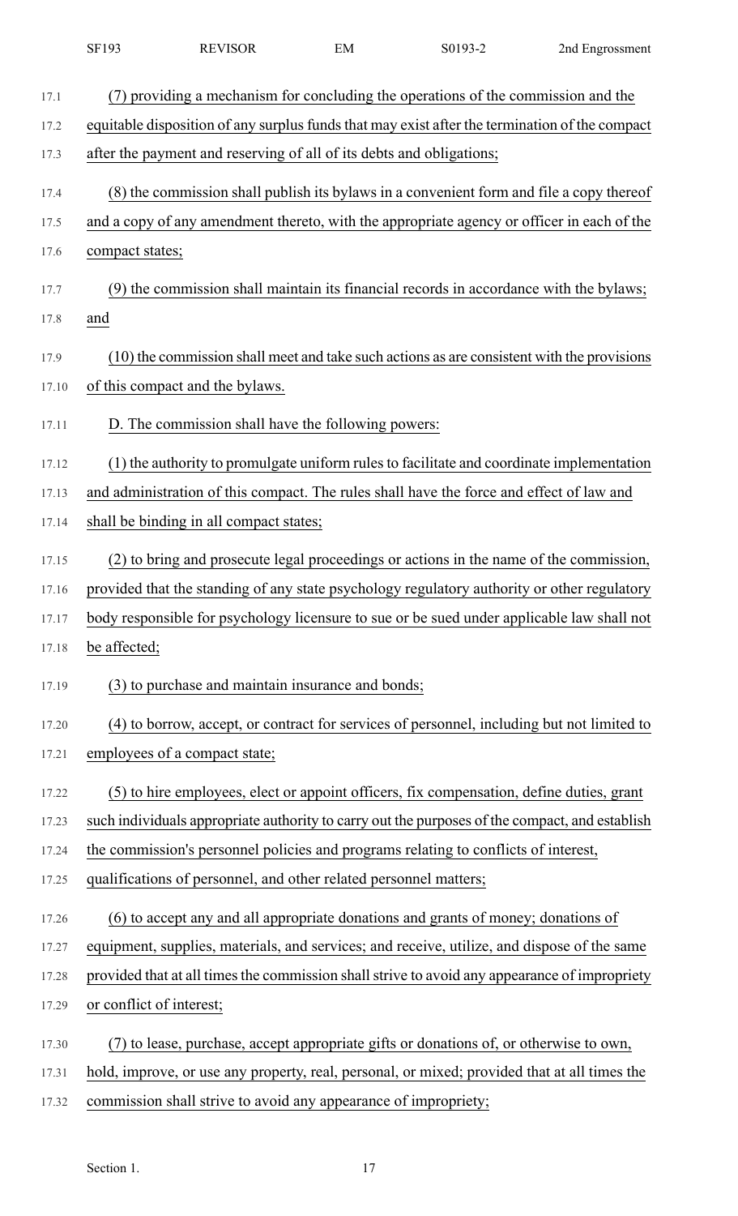(7) providing a mechanism for concluding the operations of the commission and the equitable disposition of any surplus funds that may exist after the termination of the compact after the payment and reserving of all of its debts and obligations;

(8) the commission shall publish its bylaws in a convenient form and file a copy thereof and a copy of any amendment thereto, with the appropriate agency or officer in each of the compact states;

(9) the commission shall maintain its financial records in accordance with the bylaws; and

(10) the commission shall meet and take such actions as are consistent with the provisions of this compact and the bylaws.

D. The commission shall have the following powers:

(1) the authority to promulgate uniform rules to facilitate and coordinate implementation and administration of this compact. The rules shall have the force and effect of law and shall be binding in all compact states;

(2) to bring and prosecute legal proceedings or actions in the name of the commission, provided that the standing of any state psychology regulatory authority or other regulatory body responsible for psychology licensure to sue or be sued under applicable law shall not be affected;

(3) to purchase and maintain insurance and bonds;

(4) to borrow, accept, or contract for services of personnel, including but not limited to employees of a compact state;

(5) to hire employees, elect or appoint officers, fix compensation, define duties, grant such individuals appropriate authority to carry out the purposes of the compact, and establish the commission's personnel policies and programs relating to conflicts of interest, qualifications of personnel, and other related personnel matters;

(6) to accept any and all appropriate donations and grants of money; donations of equipment, supplies, materials, and services; and receive, utilize, and dispose of the same provided that at all times the commission shall strive to avoid any appearance of impropriety or conflict of interest;

(7) to lease, purchase, accept appropriate gifts or donations of, or otherwise to own, hold, improve, or use any property, real, personal, or mixed; provided that at all times the commission shall strive to avoid any appearance of impropriety;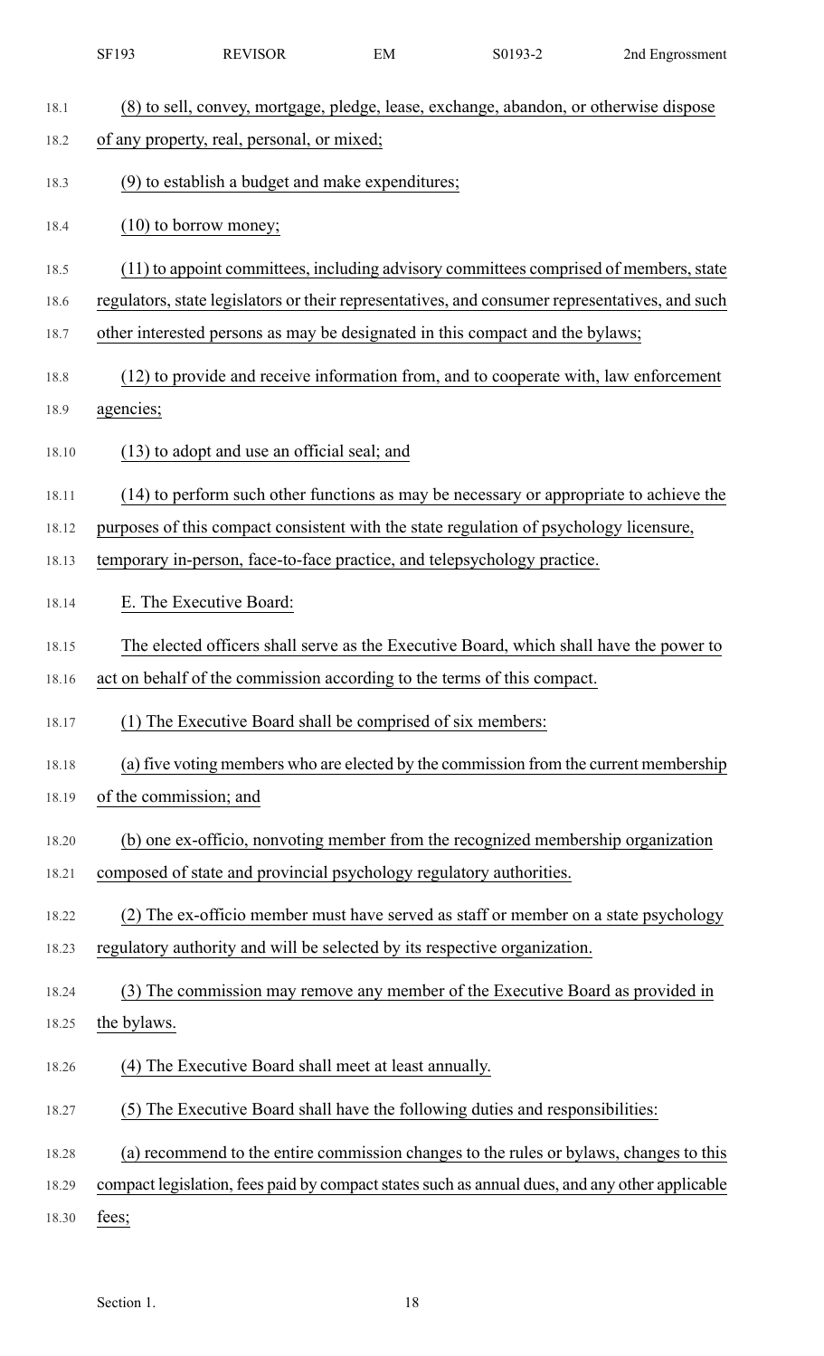(8) to sell, convey, mortgage, pledge, lease, exchange, abandon, or otherwise dispose of any property, real, personal, or mixed;

(9) to establish a budget and make expenditures;

(10) to borrow money;

(11) to appoint committees, including advisory committees comprised of members, state regulators, state legislators or their representatives, and consumer representatives, and such other interested persons as may be designated in this compact and the bylaws;

(12) to provide and receive information from, and to cooperate with, law enforcement agencies;

(13) to adopt and use an official seal; and

(14) to perform such other functions as may be necessary or appropriate to achieve the purposes of this compact consistent with the state regulation of psychology licensure, temporary in-person, face-to-face practice, and telepsychology practice.

E. The Executive Board:

The elected officers shall serve as the Executive Board, which shall have the power to act on behalf of the commission according to the terms of this compact.

(1) The Executive Board shall be comprised of six members:

(a) five voting members who are elected by the commission from the current membership of the commission; and

(b) one ex-officio, nonvoting member from the recognized membership organization composed of state and provincial psychology regulatory authorities.

(2) The ex-officio member must have served as staff or member on a state psychology regulatory authority and will be selected by its respective organization.

(3) The commission may remove any member of the Executive Board as provided in the bylaws.

(4) The Executive Board shall meet at least annually.

(5) The Executive Board shall have the following duties and responsibilities:

(a) recommend to the entire commission changes to the rules or bylaws, changes to this compact legislation, fees paid by compact states such as annual dues, and any other applicable fees;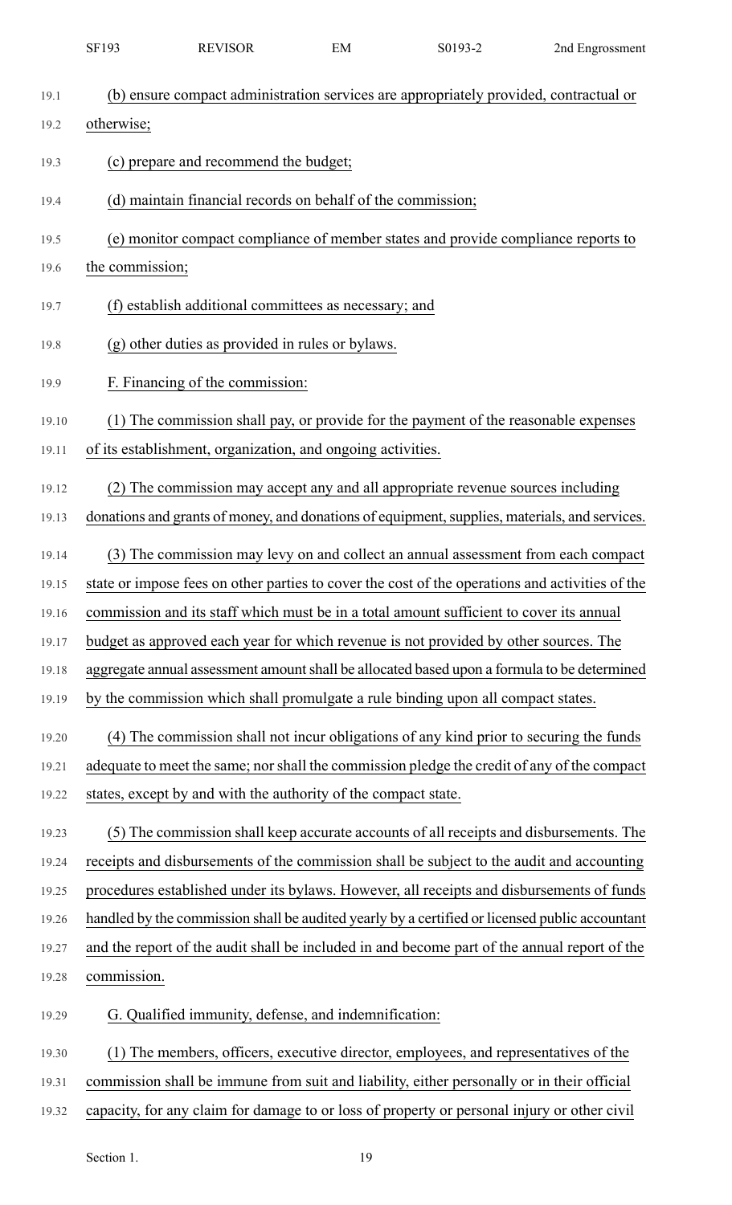(b) ensure compact administration services are appropriately provided, contractual or otherwise;

(c) prepare and recommend the budget;

(d) maintain financial records on behalf of the commission;

(e) monitor compact compliance of member states and provide compliance reports to the commission;

(f) establish additional committees as necessary; and

(g) other duties as provided in rules or bylaws.

F. Financing of the commission:

(1) The commission shall pay, or provide for the payment of the reasonable expenses of its establishment, organization, and ongoing activities.

(2) The commission may accept any and all appropriate revenue sources including donations and grants of money, and donations of equipment, supplies, materials, and services.

(3) The commission may levy on and collect an annual assessment from each compact state or impose fees on other parties to cover the cost of the operations and activities of the commission and its staff which must be in a total amount sufficient to cover its annual budget as approved each year for which revenue is not provided by other sources. The aggregate annual assessment amount shall be allocated based upon a formula to be determined by the commission which shall promulgate a rule binding upon all compact states.

(4) The commission shall not incur obligations of any kind prior to securing the funds adequate to meet the same; nor shall the commission pledge the credit of any of the compact states, except by and with the authority of the compact state.

(5) The commission shall keep accurate accounts of all receipts and disbursements. The receipts and disbursements of the commission shall be subject to the audit and accounting procedures established under its bylaws. However, all receipts and disbursements of funds handled by the commission shall be audited yearly by a certified or licensed public accountant and the report of the audit shall be included in and become part of the annual report of the commission.

G. Qualified immunity, defense, and indemnification:

(1) The members, officers, executive director, employees, and representatives of the commission shall be immune from suit and liability, either personally or in their official capacity, for any claim for damage to or loss of property or personal injury or other civil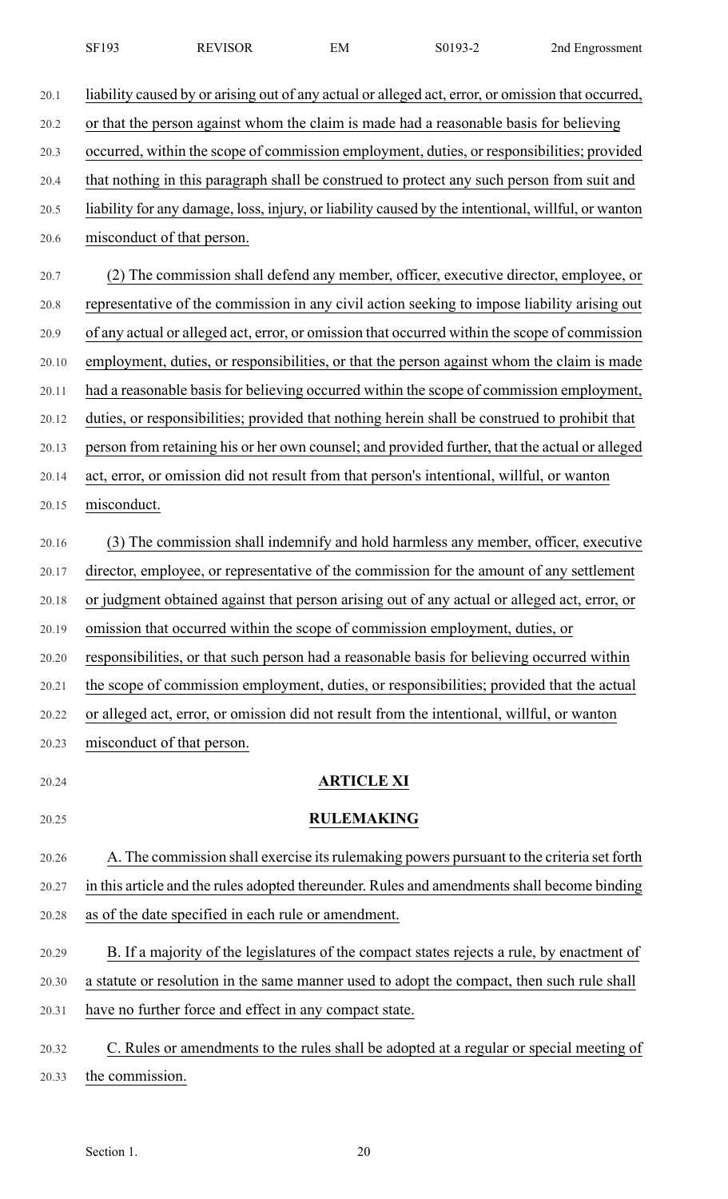liability caused by or arising out of any actual or alleged act, error, or omission that occurred, or that the person against whom the claim is made had a reasonable basis for believing occurred, within the scope of commission employment, duties, or responsibilities; provided that nothing in this paragraph shall be construed to protect any such person from suit and liability for any damage, loss, injury, or liability caused by the intentional, willful, or wanton misconduct of that person.

(2) The commission shall defend any member, officer, executive director, employee, or representative of the commission in any civil action seeking to impose liability arising out of any actual or alleged act, error, or omission that occurred within the scope of commission employment, duties, or responsibilities, or that the person against whom the claim is made had a reasonable basis for believing occurred within the scope of commission employment, duties, or responsibilities; provided that nothing herein shall be construed to prohibit that person from retaining his or her own counsel; and provided further, that the actual or alleged act, error, or omission did not result from that person's intentional, willful, or wanton misconduct.

(3) The commission shall indemnify and hold harmless any member, officer, executive director, employee, or representative of the commission for the amount of any settlement or judgment obtained against that person arising out of any actual or alleged act, error, or omission that occurred within the scope of commission employment, duties, or responsibilities, or that such person had a reasonable basis for believing occurred within the scope of commission employment, duties, or responsibilities; provided that the actual or alleged act, error, or omission did not result from the intentional, willful, or wanton misconduct of that person.

## ARTICLE XI

## RULEMAKING

A. The commission shall exercise its rulemaking powers pursuant to the criteria set forth in this article and the rules adopted thereunder. Rules and amendments shall become binding as of the date specified in each rule or amendment.

B. If a majority of the legislatures of the compact states rejects a rule, by enactment of a statute or resolution in the same manner used to adopt the compact, then such rule shall have no further force and effect in any compact state.

C. Rules or amendments to the rules shall be adopted at a regular or special meeting of the commission.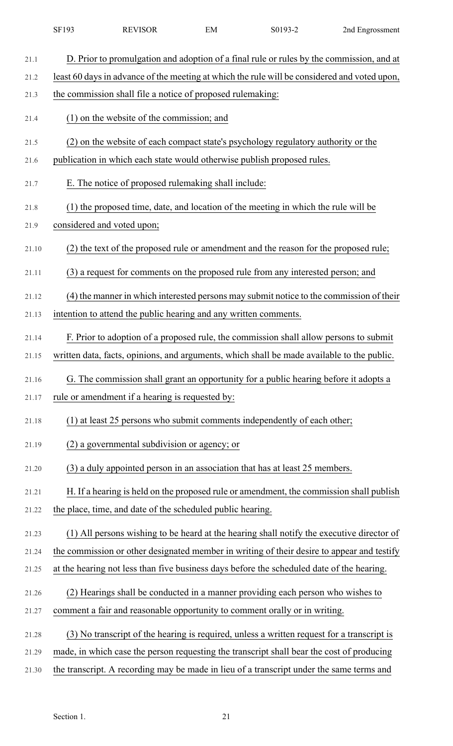D. Prior to promulgation and adoption of a final rule or rules by the commission, and at least 60 days in advance of the meeting at which the rule will be considered and voted upon, the commission shall file a notice of proposed rulemaking:

(1) on the website of the commission; and

(2) on the website of each compact state's psychology regulatory authority or the publication in which each state would otherwise publish proposed rules.

E. The notice of proposed rulemaking shall include:

(1) the proposed time, date, and location of the meeting in which the rule will be considered and voted upon;

(2) the text of the proposed rule or amendment and the reason for the proposed rule;

(3) a request for comments on the proposed rule from any interested person; and

(4) the manner in which interested persons may submit notice to the commission of their intention to attend the public hearing and any written comments.

F. Prior to adoption of a proposed rule, the commission shall allow persons to submit written data, facts, opinions, and arguments, which shall be made available to the public.

G. The commission shall grant an opportunity for a public hearing before it adopts a rule or amendment if a hearing is requested by:

(1) at least 25 persons who submit comments independently of each other;

(2) a governmental subdivision or agency; or

(3) a duly appointed person in an association that has at least 25 members.

H. If a hearing is held on the proposed rule or amendment, the commission shall publish the place, time, and date of the scheduled public hearing.

(1) All persons wishing to be heard at the hearing shall notify the executive director of the commission or other designated member in writing of their desire to appear and testify at the hearing not less than five business days before the scheduled date of the hearing.

(2) Hearings shall be conducted in a manner providing each person who wishes to comment a fair and reasonable opportunity to comment orally or in writing.

(3) No transcript of the hearing is required, unless a written request for a transcript is made, in which case the person requesting the transcript shall bear the cost of producing the transcript. A recording may be made in lieu of a transcript under the same terms and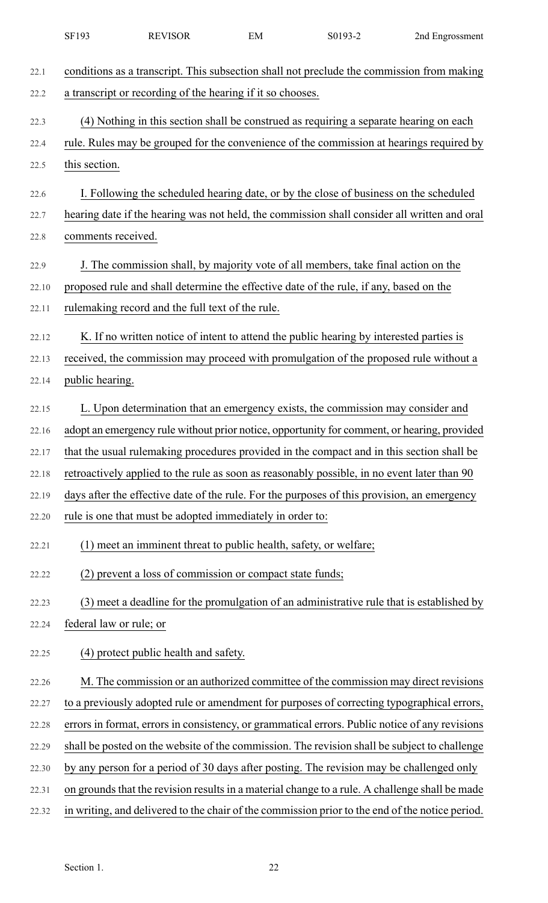conditions as a transcript. This subsection shall not preclude the commission from making a transcript or recording of the hearing if it so chooses.

(4) Nothing in this section shall be construed as requiring a separate hearing on each rule. Rules may be grouped for the convenience of the commission at hearings required by this section.

I. Following the scheduled hearing date, or by the close of business on the scheduled hearing date if the hearing was not held, the commission shall consider all written and oral comments received.

J. The commission shall, by majority vote of all members, take final action on the proposed rule and shall determine the effective date of the rule, if any, based on the rulemaking record and the full text of the rule.

K. If no written notice of intent to attend the public hearing by interested parties is received, the commission may proceed with promulgation of the proposed rule without a public hearing.

L. Upon determination that an emergency exists, the commission may consider and adopt an emergency rule without prior notice, opportunity for comment, or hearing, provided that the usual rulemaking procedures provided in the compact and in this section shall be retroactively applied to the rule as soon as reasonably possible, in no event later than 90 days after the effective date of the rule. For the purposes of this provision, an emergency rule is one that must be adopted immediately in order to:

(1) meet an imminent threat to public health, safety, or welfare;

(2) prevent a loss of commission or compact state funds;

(3) meet a deadline for the promulgation of an administrative rule that is established by federal law or rule; or

(4) protect public health and safety.

M. The commission or an authorized committee of the commission may direct revisions to a previously adopted rule or amendment for purposes of correcting typographical errors, errors in format, errors in consistency, or grammatical errors. Public notice of any revisions shall be posted on the website of the commission. The revision shall be subject to challenge by any person for a period of 30 days after posting. The revision may be challenged only on grounds that the revision results in a material change to a rule. A challenge shall be made in writing, and delivered to the chair of the commission prior to the end of the notice period.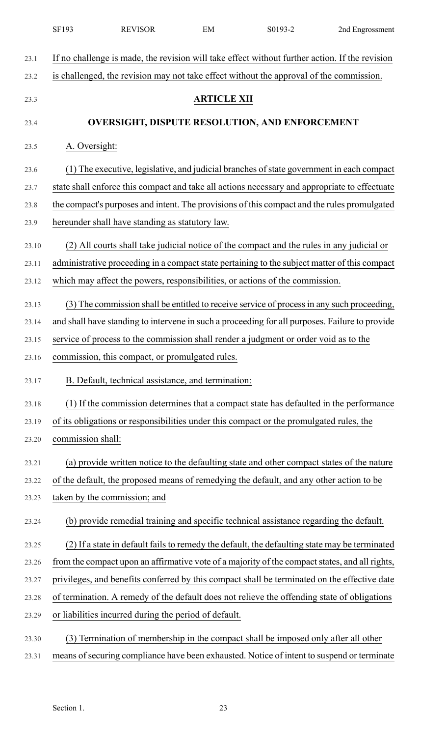If no challenge is made, the revision will take effect without further action. If the revision is challenged, the revision may not take effect without the approval of the commission.

## ARTICLE XII

## OVERSIGHT, DISPUTE RESOLUTION, AND ENFORCEMENT

A. Oversight:

(1) The executive, legislative, and judicial branches of state government in each compact state shall enforce this compact and take all actions necessary and appropriate to effectuate the compact's purposes and intent. The provisions of this compact and the rules promulgated hereunder shall have standing as statutory law.

(2) All courts shall take judicial notice of the compact and the rules in any judicial or administrative proceeding in a compact state pertaining to the subject matter of this compact which may affect the powers, responsibilities, or actions of the commission.

(3) The commission shall be entitled to receive service of process in any such proceeding, and shall have standing to intervene in such a proceeding for all purposes. Failure to provide service of process to the commission shall render a judgment or order void as to the commission, this compact, or promulgated rules.

B. Default, technical assistance, and termination:

(1) If the commission determines that a compact state has defaulted in the performance of its obligations or responsibilities under this compact or the promulgated rules, the commission shall:

(a) provide written notice to the defaulting state and other compact states of the nature of the default, the proposed means of remedying the default, and any other action to be taken by the commission; and

(b) provide remedial training and specific technical assistance regarding the default.

(2) If a state in default fails to remedy the default, the defaulting state may be terminated from the compact upon an affirmative vote of a majority of the compact states, and all rights, privileges, and benefits conferred by this compact shall be terminated on the effective date of termination. A remedy of the default does not relieve the offending state of obligations or liabilities incurred during the period of default.

(3) Termination of membership in the compact shall be imposed only after all other means of securing compliance have been exhausted. Notice of intent to suspend or terminate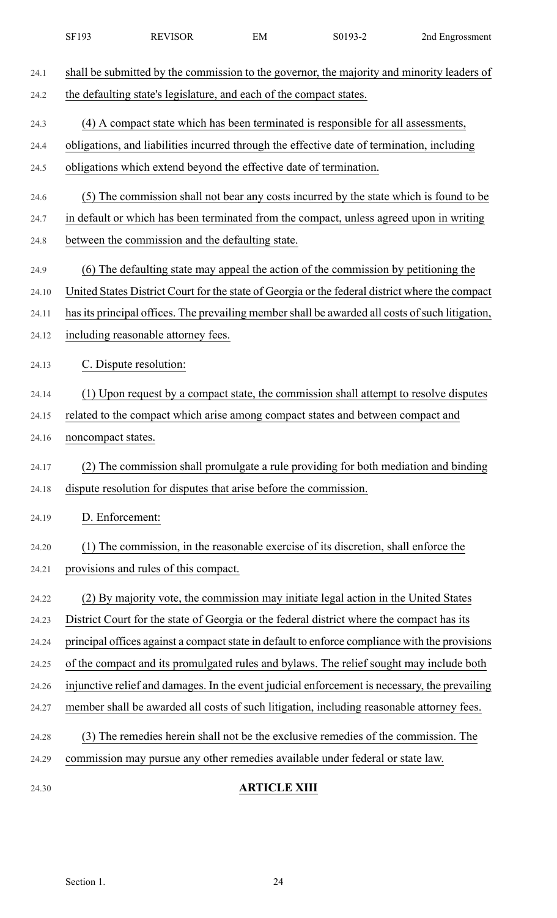shall be submitted by the commission to the governor, the majority and minority leaders of the defaulting state's legislature, and each of the compact states.

(4) A compact state which has been terminated is responsible for all assessments, obligations, and liabilities incurred through the effective date of termination, including obligations which extend beyond the effective date of termination.

(5) The commission shall not bear any costs incurred by the state which is found to be in default or which has been terminated from the compact, unless agreed upon in writing between the commission and the defaulting state.

(6) The defaulting state may appeal the action of the commission by petitioning the United States District Court for the state of Georgia or the federal district where the compact has its principal offices. The prevailing member shall be awarded all costs of such litigation, including reasonable attorney fees.

C. Dispute resolution:

(1) Upon request by a compact state, the commission shall attempt to resolve disputes related to the compact which arise among compact states and between compact and noncompact states.

(2) The commission shall promulgate a rule providing for both mediation and binding dispute resolution for disputes that arise before the commission.

D. Enforcement:

(1) The commission, in the reasonable exercise of its discretion, shall enforce the provisions and rules of this compact.

(2) By majority vote, the commission may initiate legal action in the United States District Court for the state of Georgia or the federal district where the compact has its principal offices against a compact state in default to enforce compliance with the provisions of the compact and its promulgated rules and bylaws. The relief sought may include both injunctive relief and damages. In the event judicial enforcement is necessary, the prevailing member shall be awarded all costs of such litigation, including reasonable attorney fees.

(3) The remedies herein shall not be the exclusive remedies of the commission. The commission may pursue any other remedies available under federal or state law.

## ARTICLE XIII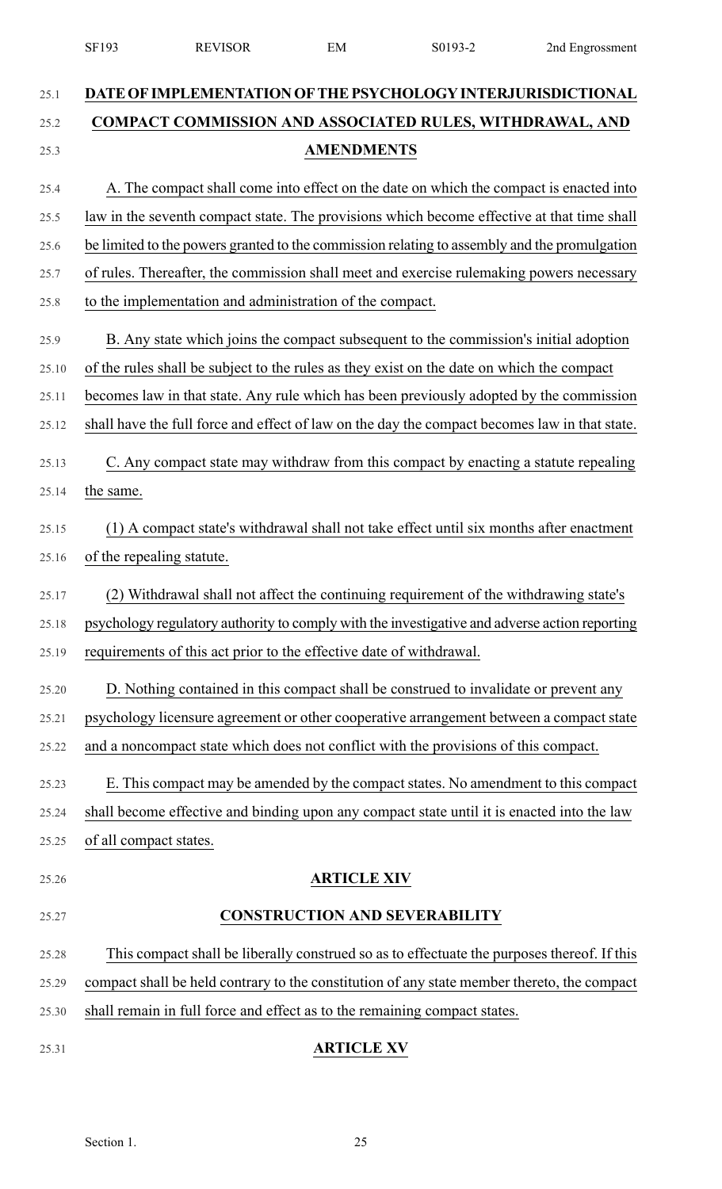## DATE OF IMPLEMENTATION OF THE PSYCHOLOGY INTERJURISDICTIONAL COMPACT COMMISSION AND ASSOCIATED RULES, WITHDRAWAL, AND AMENDMENTS

A. The compact shall come into effect on the date on which the compact is enacted into law in the seventh compact state. The provisions which become effective at that time shall be limited to the powers granted to the commission relating to assembly and the promulgation of rules. Thereafter, the commission shall meet and exercise rulemaking powers necessary to the implementation and administration of the compact.

B. Any state which joins the compact subsequent to the commission's initial adoption of the rules shall be subject to the rules as they exist on the date on which the compact becomes law in that state. Any rule which has been previously adopted by the commission shall have the full force and effect of law on the day the compact becomes law in that state.

C. Any compact state may withdraw from this compact by enacting a statute repealing the same.

(1) A compact state's withdrawal shall not take effect until six months after enactment of the repealing statute.

(2) Withdrawal shall not affect the continuing requirement of the withdrawing state's psychology regulatory authority to comply with the investigative and adverse action reporting requirements of this act prior to the effective date of withdrawal.

D. Nothing contained in this compact shall be construed to invalidate or prevent any psychology licensure agreement or other cooperative arrangement between a compact state and a noncompact state which does not conflict with the provisions of this compact.

E. This compact may be amended by the compact states. No amendment to this compact shall become effective and binding upon any compact state until it is enacted into the law of all compact states.

## ARTICLE XIV

## CONSTRUCTION AND SEVERABILITY

This compact shall be liberally construed so as to effectuate the purposes thereof. If this compact shall be held contrary to the constitution of any state member thereto, the compact shall remain in full force and effect as to the remaining compact states.

## ARTICLE XV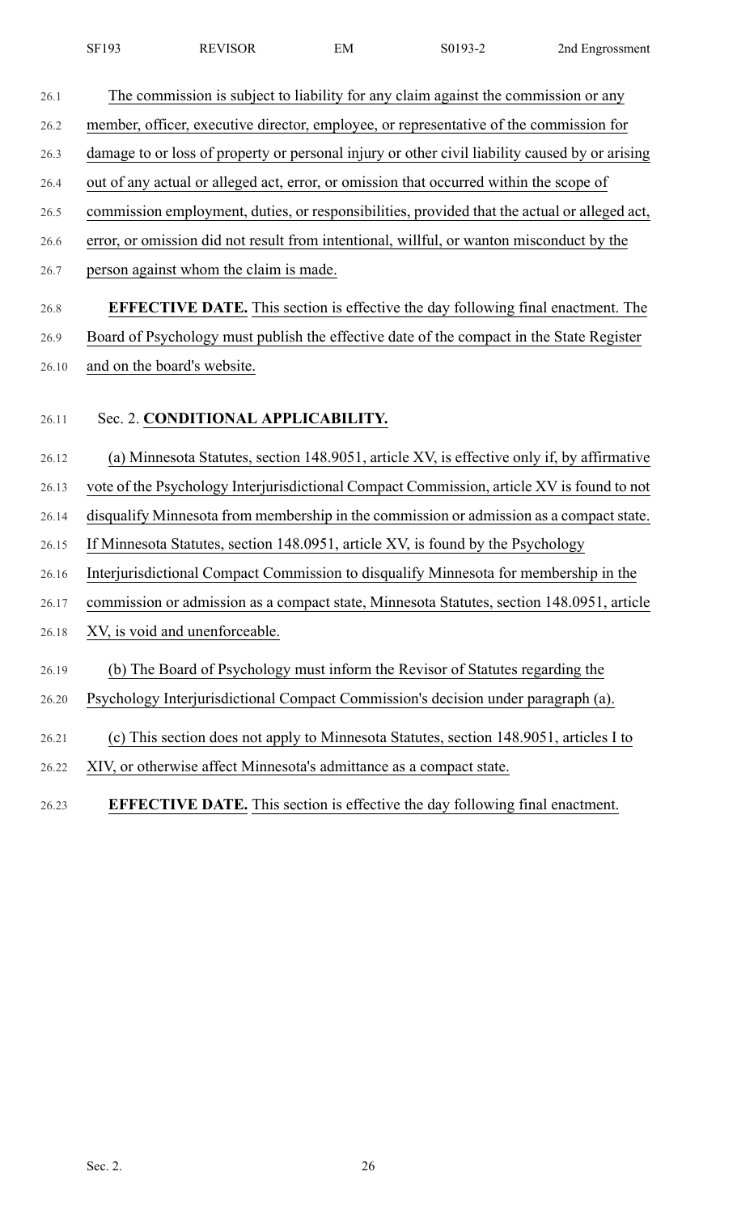The commission is subject to liability for any claim against the commission or any member, officer, executive director, employee, or representative of the commission for damage to or loss of property or personal injury or other civil liability caused by or arising out of any actual or alleged act, error, or omission that occurred within the scope of commission employment, duties, or responsibilities, provided that the actual or alleged act, error, or omission did not result from intentional, willful, or wanton misconduct by the person against whom the claim is made.

**EFFECTIVE DATE.** This section is effective the day following final enactment. The Board of Psychology must publish the effective date of the compact in the State Register and on the board's website.

Sec. 2. **CONDITIONAL APPLICABILITY.**

(a) Minnesota Statutes, section 148.9051, article XV, is effective only if, by affirmative vote of the Psychology Interjurisdictional Compact Commission, article XV is found to not disqualify Minnesota from membership in the commission or admission as a compact state. If Minnesota Statutes, section 148.0951, article XV, is found by the Psychology Interjurisdictional Compact Commission to disqualify Minnesota for membership in the commission or admission as a compact state, Minnesota Statutes, section 148.0951, article XV, is void and unenforceable.

(b) The Board of Psychology must inform the Revisor of Statutes regarding the Psychology Interjurisdictional Compact Commission's decision under paragraph (a).

(c) This section does not apply to Minnesota Statutes, section 148.9051, articles I to XIV, or otherwise affect Minnesota's admittance as a compact state.

**EFFECTIVE DATE.** This section is effective the day following final enactment.